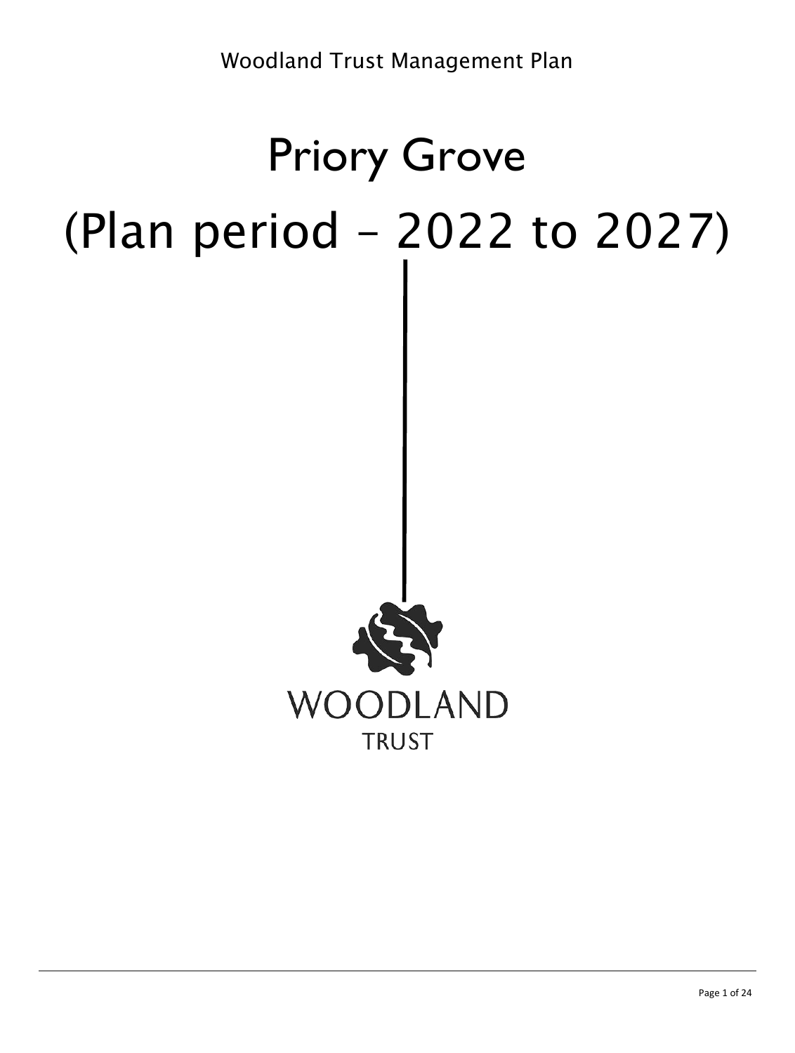Woodland Trust Management Plan

# Priory Grove

# (Plan period – 2022 to 2027)

WOODLAND

TRUST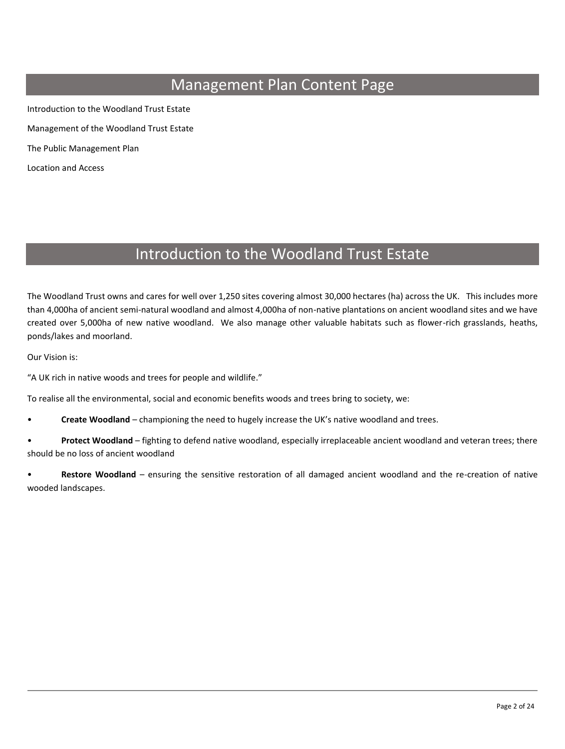# Management Plan Content Page

Introduction to the Woodland Trust Estate

Management of the Woodland Trust Estate

The Public Management Plan

Location and Access

# Introduction to the Woodland Trust Estate

The Woodland Trust owns and cares for well over 1,250 sites covering almost 30,000 hectares (ha) across the UK. This includes more than 4,000ha of ancient semi-natural woodland and almost 4,000ha of non-native plantations on ancient woodland sites and we have created over 5,000ha of new native woodland. We also manage other valuable habitats such as flower-rich grasslands, heaths, ponds/lakes and moorland.

Our Vision is:

"A UK rich in native woods and trees for people and wildlife."

To realise all the environmental, social and economic benefits woods and trees bring to society, we:

- **Create Woodland** – championing the need to hugely increase the UK's native woodland and trees.
- **Protect Woodland** – fighting to defend native woodland, especially irreplaceable ancient woodland and veteran trees; there should be no loss of ancient woodland
- **Restore Woodland** – ensuring the sensitive restoration of all damaged ancient woodland and the re-creation of native wooded landscapes.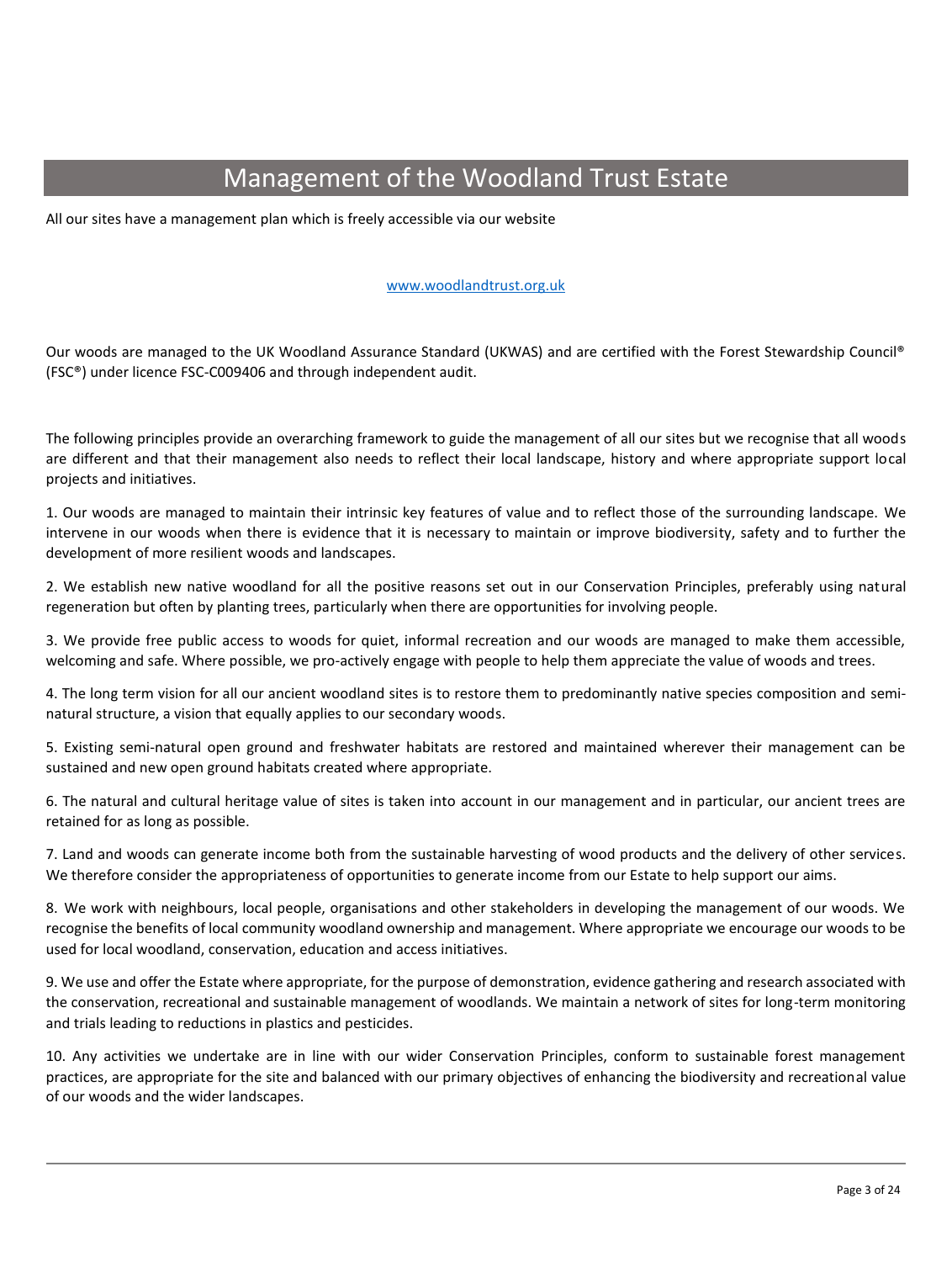# Management of the Woodland Trust Estate

All our sites have a management plan which is freely accessible via our website

[www.woodlandtrust.org.uk](http://www.woodlandtrust.org.uk)

Our woods are managed to the UK Woodland Assurance Standard (UKWAS) and are certified with the Forest Stewardship Council® (FSC®) under licence FSC-C009406 and through independent audit.

The following principles provide an overarching framework to guide the management of all our sites but we recognise that all woods are different and that their management also needs to reflect their local landscape, history and where appropriate support local projects and initiatives.

1. Our woods are managed to maintain their intrinsic key features of value and to reflect those of the surrounding landscape. We intervene in our woods when there is evidence that it is necessary to maintain or improve biodiversity, safety and to further the development of more resilient woods and landscapes.

2. We establish new native woodland for all the positive reasons set out in our Conservation Principles, preferably using natural regeneration but often by planting trees, particularly when there are opportunities for involving people.

3. We provide free public access to woods for quiet, informal recreation and our woods are managed to make them accessible, welcoming and safe. Where possible, we pro-actively engage with people to help them appreciate the value of woods and trees.

4. The long term vision for all our ancient woodland sites is to restore them to predominantly native species composition and semi-natural structure, a vision that equally applies to our secondary woods.

5. Existing semi-natural open ground and freshwater habitats are restored and maintained wherever their management can be sustained and new open ground habitats created where appropriate.

6. The natural and cultural heritage value of sites is taken into account in our management and in particular, our ancient trees are retained for as long as possible.

7. Land and woods can generate income both from the sustainable harvesting of wood products and the delivery of other services. We therefore consider the appropriateness of opportunities to generate income from our Estate to help support our aims.

8. We work with neighbours, local people, organisations and other stakeholders in developing the management of our woods. We recognise the benefits of local community woodland ownership and management. Where appropriate we encourage our woods to be used for local woodland, conservation, education and access initiatives.

9. We use and offer the Estate where appropriate, for the purpose of demonstration, evidence gathering and research associated with the conservation, recreational and sustainable management of woodlands. We maintain a network of sites for long-term monitoring and trials leading to reductions in plastics and pesticides.

10. Any activities we undertake are in line with our wider Conservation Principles, conform to sustainable forest management practices, are appropriate for the site and balanced with our primary objectives of enhancing the biodiversity and recreational value of our woods and the wider landscapes.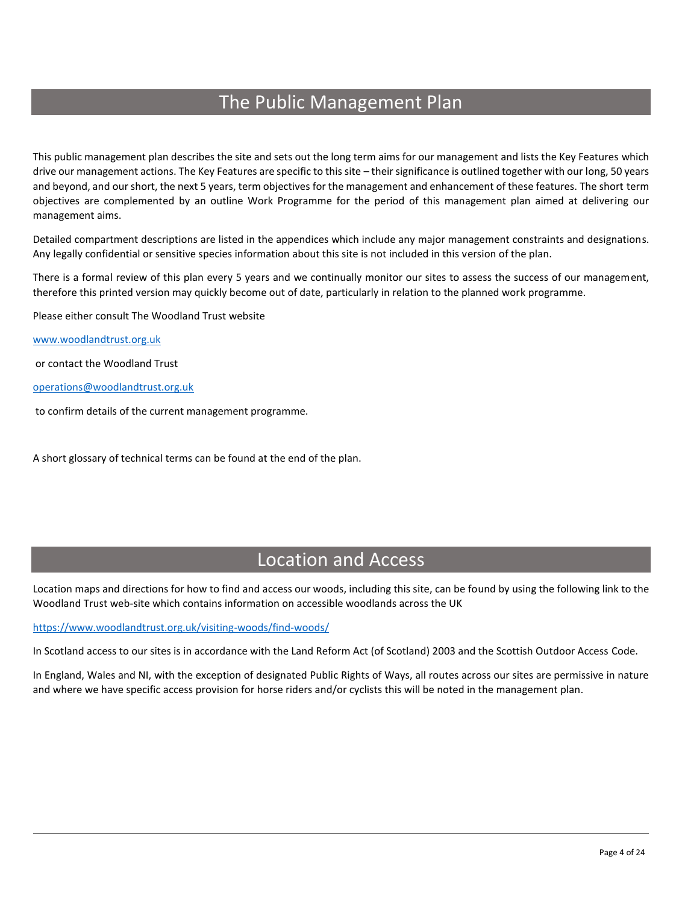# The Public Management Plan

This public management plan describes the site and sets out the long term aims for our management and lists the Key Features which drive our management actions. The Key Features are specific to this site – their significance is outlined together with our long, 50 years and beyond, and our short, the next 5 years, term objectives for the management and enhancement of these features. The short term objectives are complemented by an outline Work Programme for the period of this management plan aimed at delivering our management aims.

Detailed compartment descriptions are listed in the appendices which include any major management constraints and designations. Any legally confidential or sensitive species information about this site is not included in this version of the plan.

There is a formal review of this plan every 5 years and we continually monitor our sites to assess the success of our management, therefore this printed version may quickly become out of date, particularly in relation to the planned work programme.

Please either consult The Woodland Trust website

www.woodlandtrust.org.uk

or contact the Woodland Trust

operations@woodlandtrust.org.uk

to confirm details of the current management programme.

A short glossary of technical terms can be found at the end of the plan.

# Location and Access

Location maps and directions for how to find and access our woods, including this site, can be found by using the following link to the Woodland Trust web-site which contains information on accessible woodlands across the UK

https://www.woodlandtrust.org.uk/visiting-woods/find-woods/

In Scotland access to our sites is in accordance with the Land Reform Act (of Scotland) 2003 and the Scottish Outdoor Access Code.

In England, Wales and NI, with the exception of designated Public Rights of Ways, all routes across our sites are permissive in nature and where we have specific access provision for horse riders and/or cyclists this will be noted in the management plan.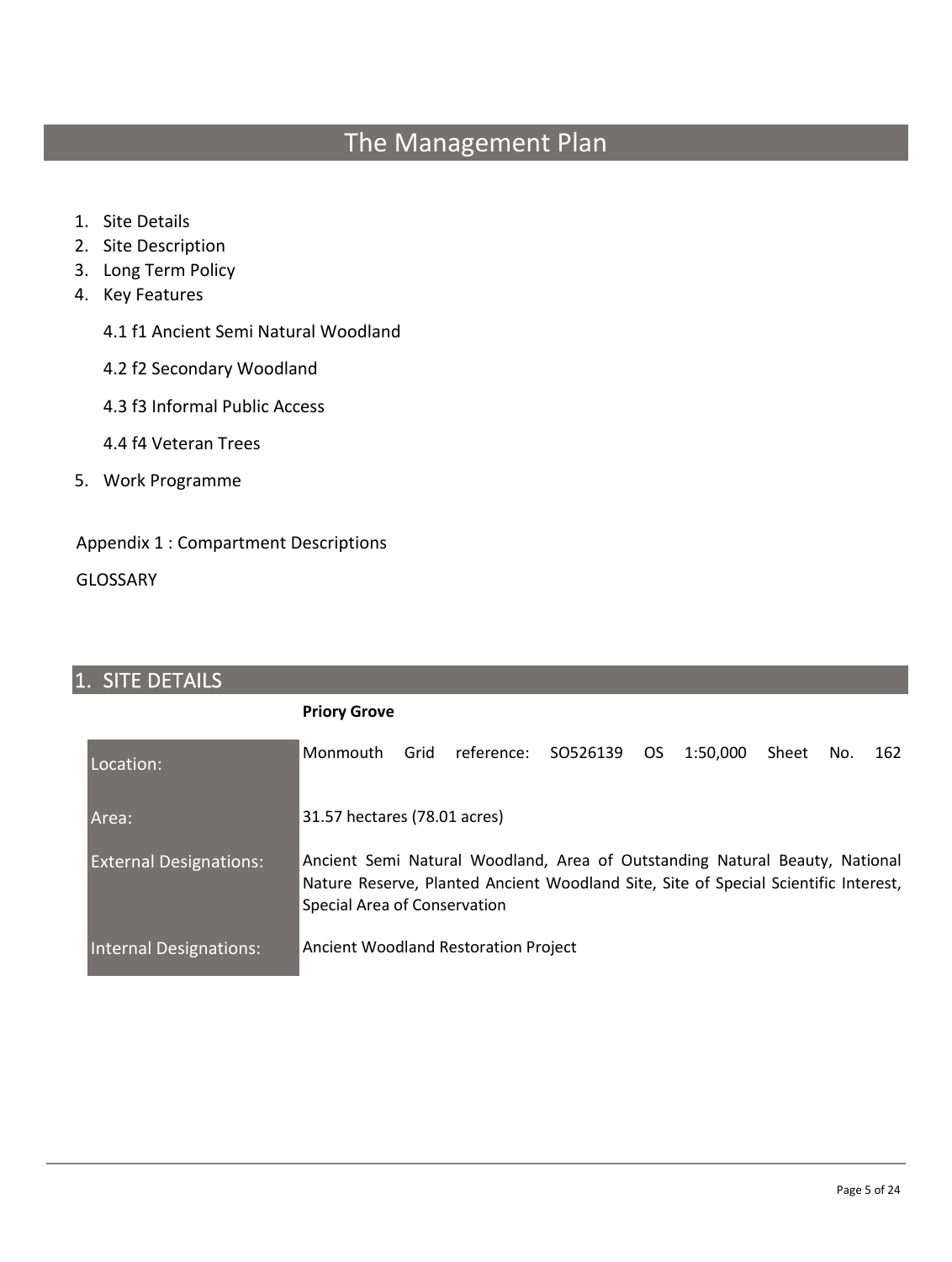# The Management Plan

1. Site Details
2. Site Description
3. Long Term Policy
4. Key Features

    4.1 f1 Ancient Semi Natural Woodland

    4.2 f2 Secondary Woodland

    4.3 f3 Informal Public Access

    4.4 f4 Veteran Trees

5. Work Programme

Appendix 1 : Compartment Descriptions

GLOSSARY

## 1. SITE DETAILS

**Priory Grove**

| | |
|---|---|
| Location: | Monmouth Grid reference: SO526139 OS 1:50,000 Sheet No. 162 |
| Area: | 31.57 hectares (78.01 acres) |
| External Designations: | Ancient Semi Natural Woodland, Area of Outstanding Natural Beauty, National Nature Reserve, Planted Ancient Woodland Site, Site of Special Scientific Interest, Special Area of Conservation |
| Internal Designations: | Ancient Woodland Restoration Project |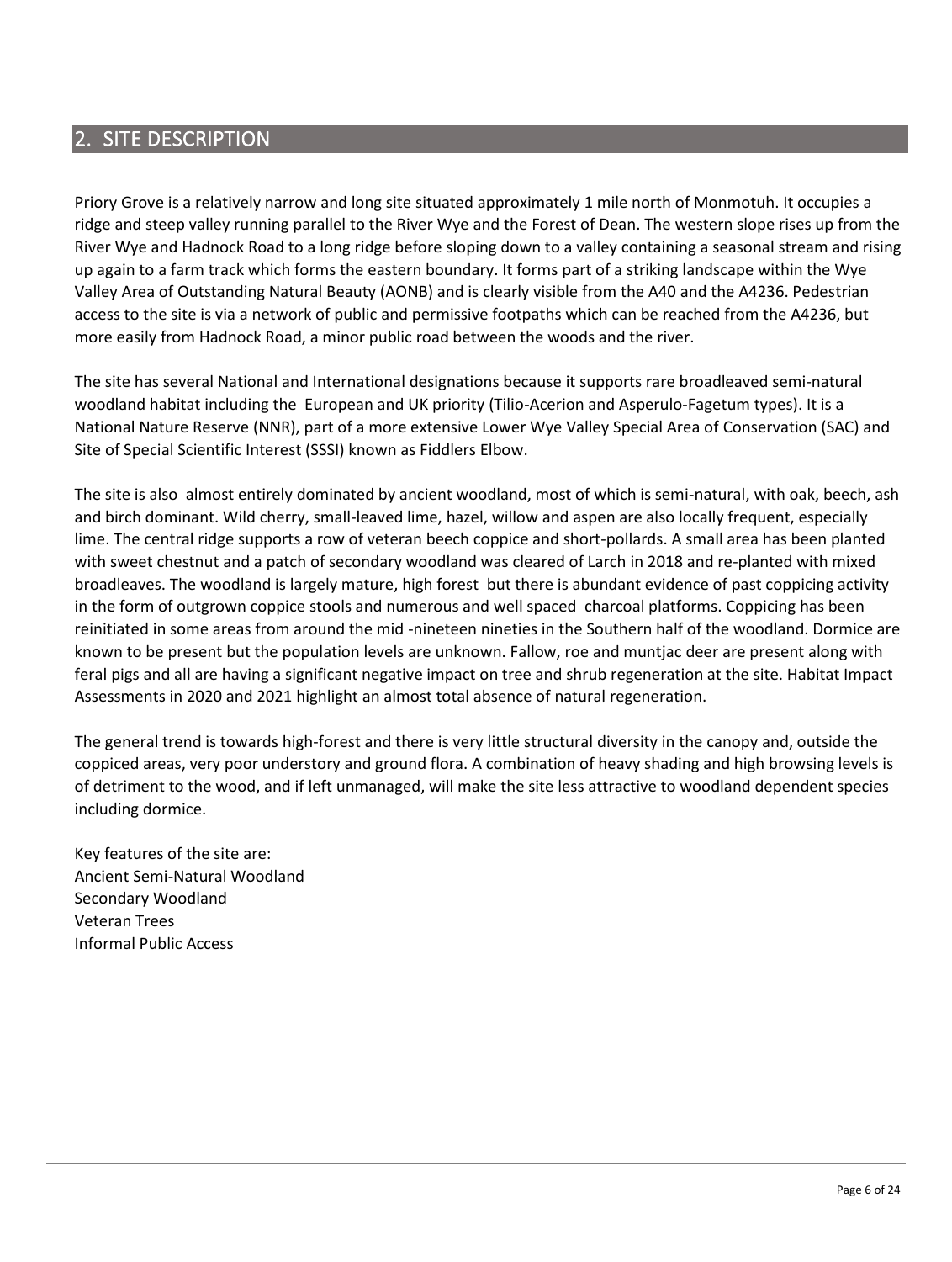## 2. SITE DESCRIPTION

Priory Grove is a relatively narrow and long site situated approximately 1 mile north of Monmotuh. It occupies a ridge and steep valley running parallel to the River Wye and the Forest of Dean. The western slope rises up from the River Wye and Hadnock Road to a long ridge before sloping down to a valley containing a seasonal stream and rising up again to a farm track which forms the eastern boundary. It forms part of a striking landscape within the Wye Valley Area of Outstanding Natural Beauty (AONB) and is clearly visible from the A40 and the A4236. Pedestrian access to the site is via a network of public and permissive footpaths which can be reached from the A4236, but more easily from Hadnock Road, a minor public road between the woods and the river.

The site has several National and International designations because it supports rare broadleaved semi-natural woodland habitat including the European and UK priority (Tilio-Acerion and Asperulo-Fagetum types). It is a National Nature Reserve (NNR), part of a more extensive Lower Wye Valley Special Area of Conservation (SAC) and Site of Special Scientific Interest (SSSI) known as Fiddlers Elbow.

The site is also almost entirely dominated by ancient woodland, most of which is semi-natural, with oak, beech, ash and birch dominant. Wild cherry, small-leaved lime, hazel, willow and aspen are also locally frequent, especially lime. The central ridge supports a row of veteran beech coppice and short-pollards. A small area has been planted with sweet chestnut and a patch of secondary woodland was cleared of Larch in 2018 and re-planted with mixed broadleaves. The woodland is largely mature, high forest but there is abundant evidence of past coppicing activity in the form of outgrown coppice stools and numerous and well spaced charcoal platforms. Coppicing has been reinitiated in some areas from around the mid -nineteen nineties in the Southern half of the woodland. Dormice are known to be present but the population levels are unknown. Fallow, roe and muntjac deer are present along with feral pigs and all are having a significant negative impact on tree and shrub regeneration at the site. Habitat Impact Assessments in 2020 and 2021 highlight an almost total absence of natural regeneration.

The general trend is towards high-forest and there is very little structural diversity in the canopy and, outside the coppiced areas, very poor understory and ground flora. A combination of heavy shading and high browsing levels is of detriment to the wood, and if left unmanaged, will make the site less attractive to woodland dependent species including dormice.

Key features of the site are:
Ancient Semi-Natural Woodland
Secondary Woodland
Veteran Trees
Informal Public Access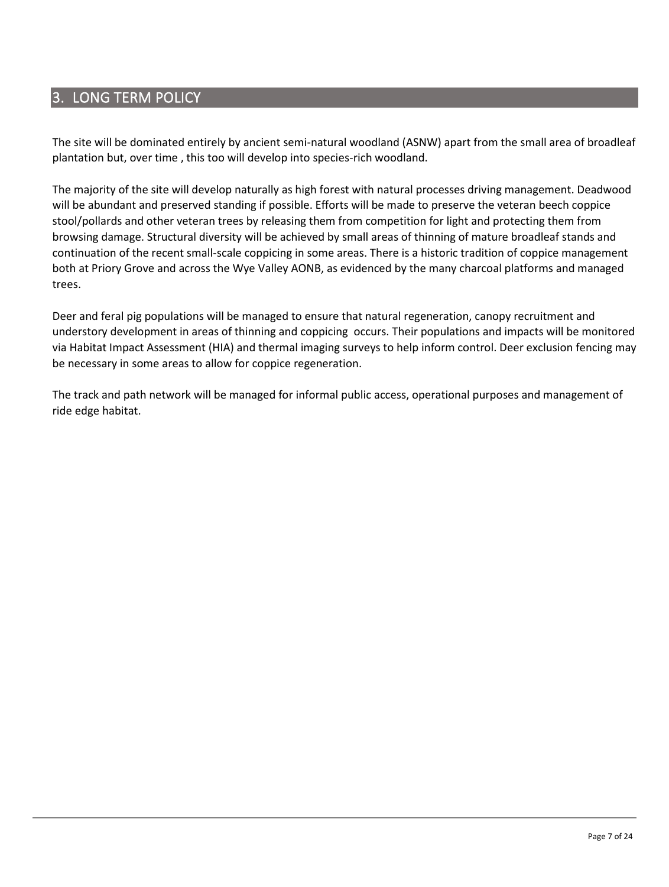## 3. LONG TERM POLICY

The site will be dominated entirely by ancient semi-natural woodland (ASNW) apart from the small area of broadleaf plantation but, over time , this too will develop into species-rich woodland.

The majority of the site will develop naturally as high forest with natural processes driving management. Deadwood will be abundant and preserved standing if possible. Efforts will be made to preserve the veteran beech coppice stool/pollards and other veteran trees by releasing them from competition for light and protecting them from browsing damage. Structural diversity will be achieved by small areas of thinning of mature broadleaf stands and continuation of the recent small-scale coppicing in some areas. There is a historic tradition of coppice management both at Priory Grove and across the Wye Valley AONB, as evidenced by the many charcoal platforms and managed trees.

Deer and feral pig populations will be managed to ensure that natural regeneration, canopy recruitment and understory development in areas of thinning and coppicing  occurs. Their populations and impacts will be monitored via Habitat Impact Assessment (HIA) and thermal imaging surveys to help inform control. Deer exclusion fencing may be necessary in some areas to allow for coppice regeneration.

The track and path network will be managed for informal public access, operational purposes and management of ride edge habitat.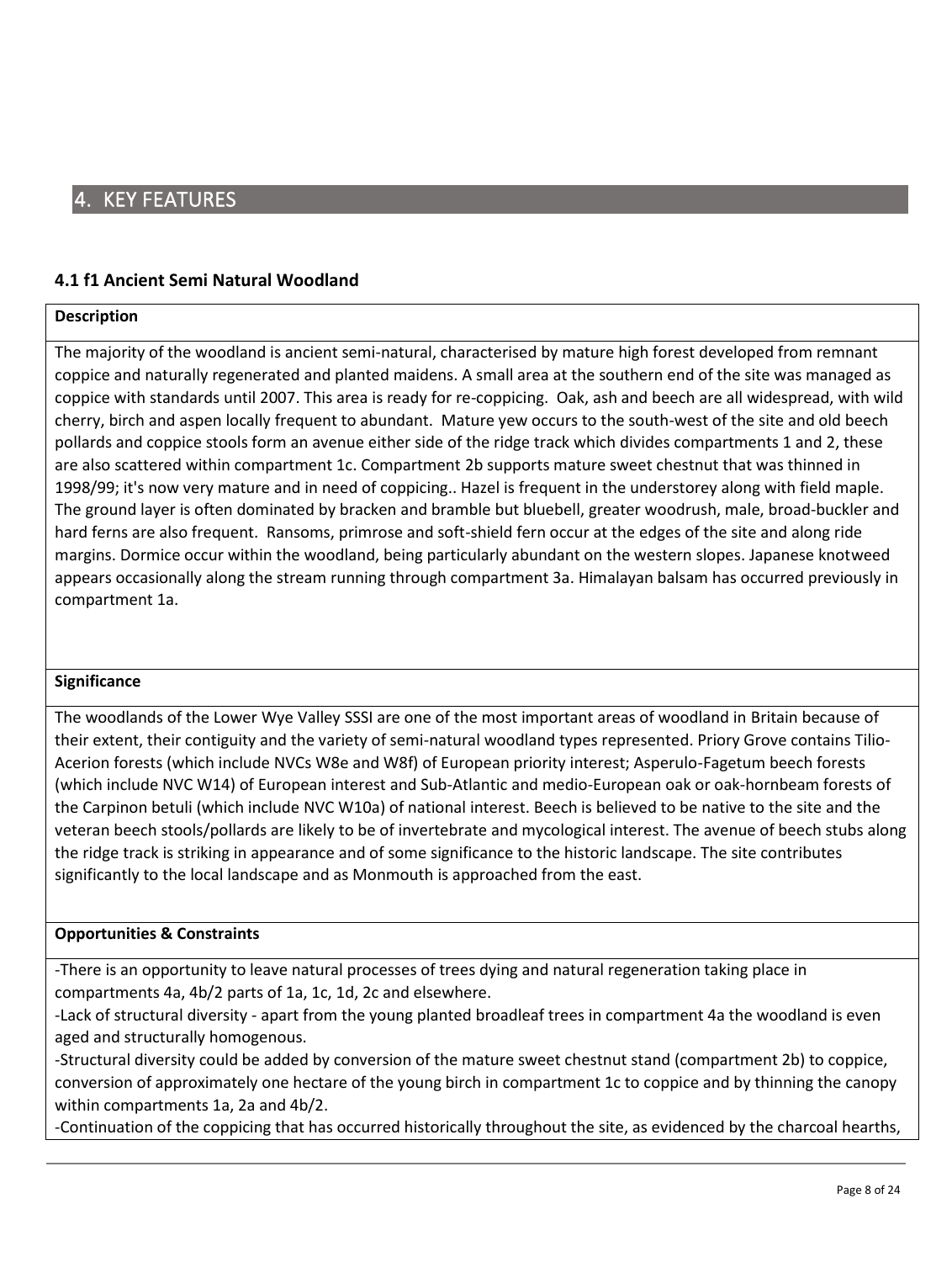# 4. KEY FEATURES

### 4.1 f1 Ancient Semi Natural Woodland

**Description**

The majority of the woodland is ancient semi-natural, characterised by mature high forest developed from remnant coppice and naturally regenerated and planted maidens. A small area at the southern end of the site was managed as coppice with standards until 2007. This area is ready for re-coppicing. Oak, ash and beech are all widespread, with wild cherry, birch and aspen locally frequent to abundant. Mature yew occurs to the south-west of the site and old beech pollards and coppice stools form an avenue either side of the ridge track which divides compartments 1 and 2, these are also scattered within compartment 1c. Compartment 2b supports mature sweet chestnut that was thinned in 1998/99; it's now very mature and in need of coppicing.. Hazel is frequent in the understorey along with field maple. The ground layer is often dominated by bracken and bramble but bluebell, greater woodrush, male, broad-buckler and hard ferns are also frequent. Ransoms, primrose and soft-shield fern occur at the edges of the site and along ride margins. Dormice occur within the woodland, being particularly abundant on the western slopes. Japanese knotweed appears occasionally along the stream running through compartment 3a. Himalayan balsam has occurred previously in compartment 1a.

**Significance**

The woodlands of the Lower Wye Valley SSSI are one of the most important areas of woodland in Britain because of their extent, their contiguity and the variety of semi-natural woodland types represented. Priory Grove contains Tilio-Acerion forests (which include NVCs W8e and W8f) of European priority interest; Asperulo-Fagetum beech forests (which include NVC W14) of European interest and Sub-Atlantic and medio-European oak or oak-hornbeam forests of the Carpinon betuli (which include NVC W10a) of national interest. Beech is believed to be native to the site and the veteran beech stools/pollards are likely to be of invertebrate and mycological interest. The avenue of beech stubs along the ridge track is striking in appearance and of some significance to the historic landscape. The site contributes significantly to the local landscape and as Monmouth is approached from the east.

**Opportunities & Constraints**

-There is an opportunity to leave natural processes of trees dying and natural regeneration taking place in compartments 4a, 4b/2 parts of 1a, 1c, 1d, 2c and elsewhere.

-Lack of structural diversity - apart from the young planted broadleaf trees in compartment 4a the woodland is even aged and structurally homogenous.

-Structural diversity could be added by conversion of the mature sweet chestnut stand (compartment 2b) to coppice, conversion of approximately one hectare of the young birch in compartment 1c to coppice and by thinning the canopy within compartments 1a, 2a and 4b/2.

-Continuation of the coppicing that has occurred historically throughout the site, as evidenced by the charcoal hearths,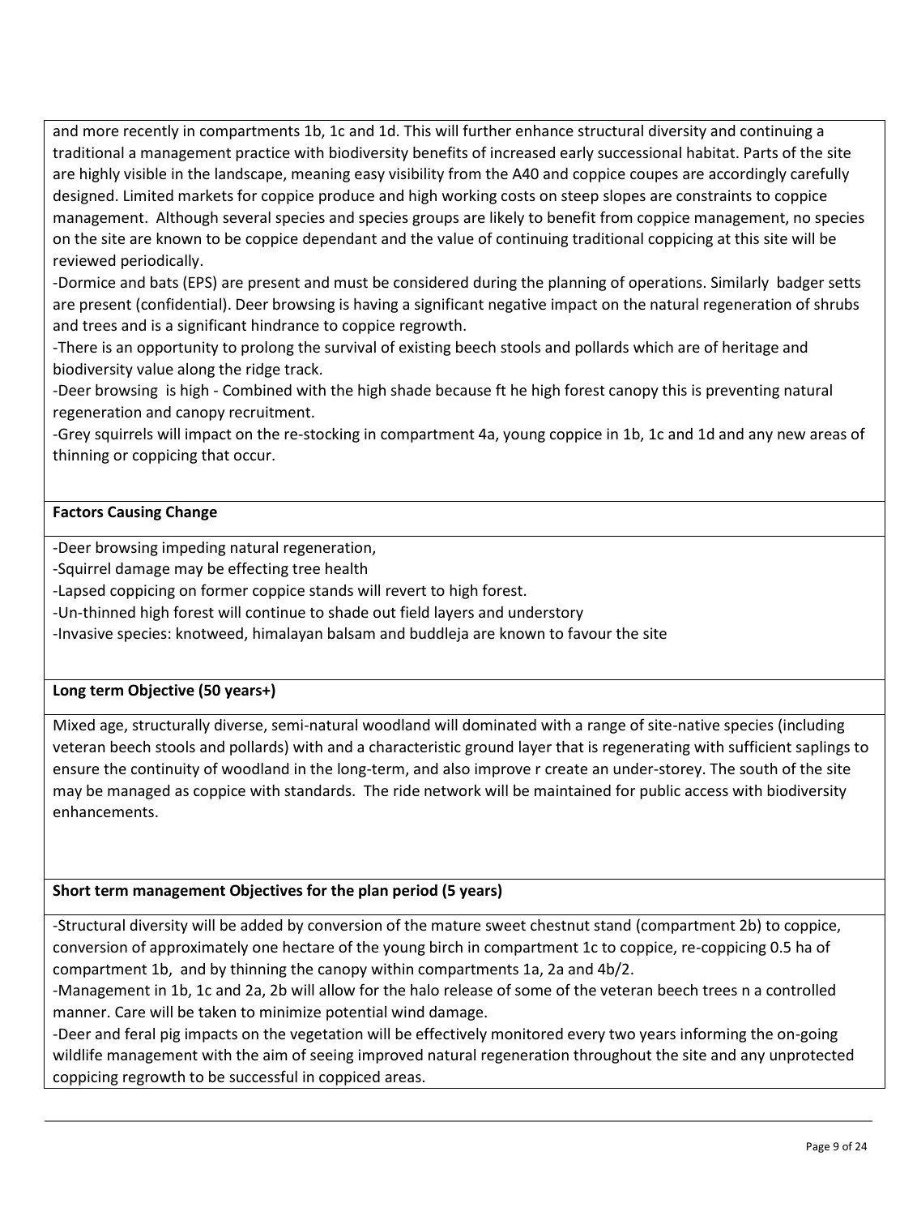and more recently in compartments 1b, 1c and 1d. This will further enhance structural diversity and continuing a traditional a management practice with biodiversity benefits of increased early successional habitat. Parts of the site are highly visible in the landscape, meaning easy visibility from the A40 and coppice coupes are accordingly carefully designed. Limited markets for coppice produce and high working costs on steep slopes are constraints to coppice management. Although several species and species groups are likely to benefit from coppice management, no species on the site are known to be coppice dependant and the value of continuing traditional coppicing at this site will be reviewed periodically.

-Dormice and bats (EPS) are present and must be considered during the planning of operations. Similarly badger setts are present (confidential). Deer browsing is having a significant negative impact on the natural regeneration of shrubs and trees and is a significant hindrance to coppice regrowth.

-There is an opportunity to prolong the survival of existing beech stools and pollards which are of heritage and biodiversity value along the ridge track.

-Deer browsing is high - Combined with the high shade because ft he high forest canopy this is preventing natural regeneration and canopy recruitment.

-Grey squirrels will impact on the re-stocking in compartment 4a, young coppice in 1b, 1c and 1d and any new areas of thinning or coppicing that occur.

**Factors Causing Change**

-Deer browsing impeding natural regeneration,

-Squirrel damage may be effecting tree health

-Lapsed coppicing on former coppice stands will revert to high forest.

-Un-thinned high forest will continue to shade out field layers and understory

-Invasive species: knotweed, himalayan balsam and buddleja are known to favour the site

**Long term Objective (50 years+)**

Mixed age, structurally diverse, semi-natural woodland will dominated with a range of site-native species (including veteran beech stools and pollards) with and a characteristic ground layer that is regenerating with sufficient saplings to ensure the continuity of woodland in the long-term, and also improve r create an under-storey. The south of the site may be managed as coppice with standards. The ride network will be maintained for public access with biodiversity enhancements.

**Short term management Objectives for the plan period (5 years)**

-Structural diversity will be added by conversion of the mature sweet chestnut stand (compartment 2b) to coppice, conversion of approximately one hectare of the young birch in compartment 1c to coppice, re-coppicing 0.5 ha of compartment 1b, and by thinning the canopy within compartments 1a, 2a and 4b/2.

-Management in 1b, 1c and 2a, 2b will allow for the halo release of some of the veteran beech trees n a controlled manner. Care will be taken to minimize potential wind damage.

-Deer and feral pig impacts on the vegetation will be effectively monitored every two years informing the on-going wildlife management with the aim of seeing improved natural regeneration throughout the site and any unprotected coppicing regrowth to be successful in coppiced areas.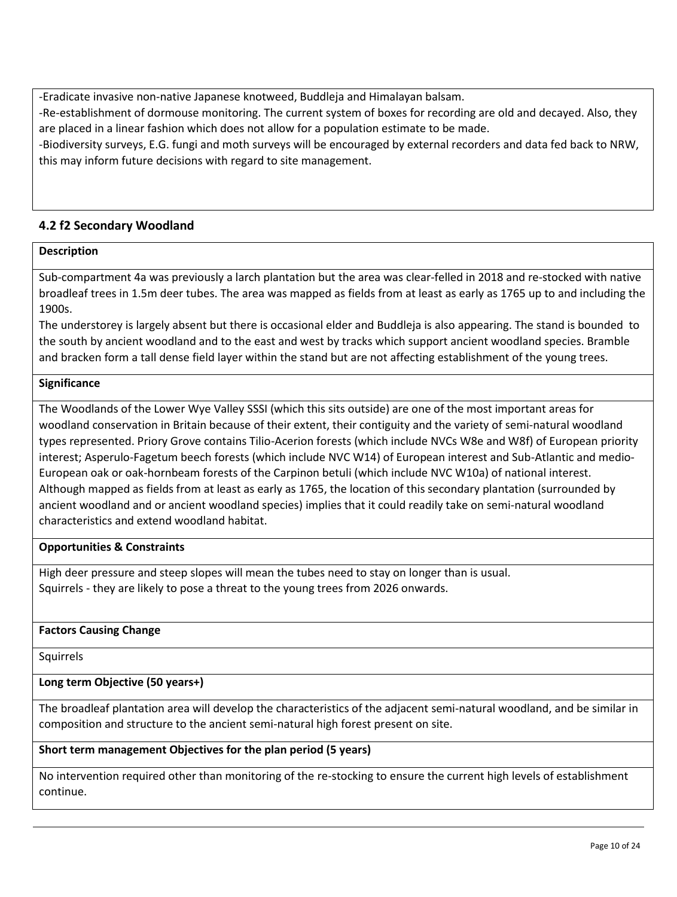-Eradicate invasive non-native Japanese knotweed, Buddleja and Himalayan balsam.
-Re-establishment of dormouse monitoring. The current system of boxes for recording are old and decayed. Also, they are placed in a linear fashion which does not allow for a population estimate to be made.
-Biodiversity surveys, E.G. fungi and moth surveys will be encouraged by external recorders and data fed back to NRW, this may inform future decisions with regard to site management.

## 4.2 f2 Secondary Woodland

**Description**

Sub-compartment 4a was previously a larch plantation but the area was clear-felled in 2018 and re-stocked with native broadleaf trees in 1.5m deer tubes. The area was mapped as fields from at least as early as 1765 up to and including the 1900s.
The understorey is largely absent but there is occasional elder and Buddleja is also appearing. The stand is bounded to the south by ancient woodland and to the east and west by tracks which support ancient woodland species. Bramble and bracken form a tall dense field layer within the stand but are not affecting establishment of the young trees.

**Significance**

The Woodlands of the Lower Wye Valley SSSI (which this sits outside) are one of the most important areas for woodland conservation in Britain because of their extent, their contiguity and the variety of semi-natural woodland types represented. Priory Grove contains Tilio-Acerion forests (which include NVCs W8e and W8f) of European priority interest; Asperulo-Fagetum beech forests (which include NVC W14) of European interest and Sub-Atlantic and medio-European oak or oak-hornbeam forests of the Carpinon betuli (which include NVC W10a) of national interest.
Although mapped as fields from at least as early as 1765, the location of this secondary plantation (surrounded by ancient woodland and or ancient woodland species) implies that it could readily take on semi-natural woodland characteristics and extend woodland habitat.

**Opportunities & Constraints**

High deer pressure and steep slopes will mean the tubes need to stay on longer than is usual.
Squirrels - they are likely to pose a threat to the young trees from 2026 onwards.

**Factors Causing Change**

Squirrels

**Long term Objective (50 years+)**

The broadleaf plantation area will develop the characteristics of the adjacent semi-natural woodland, and be similar in composition and structure to the ancient semi-natural high forest present on site.

**Short term management Objectives for the plan period (5 years)**

No intervention required other than monitoring of the re-stocking to ensure the current high levels of establishment continue.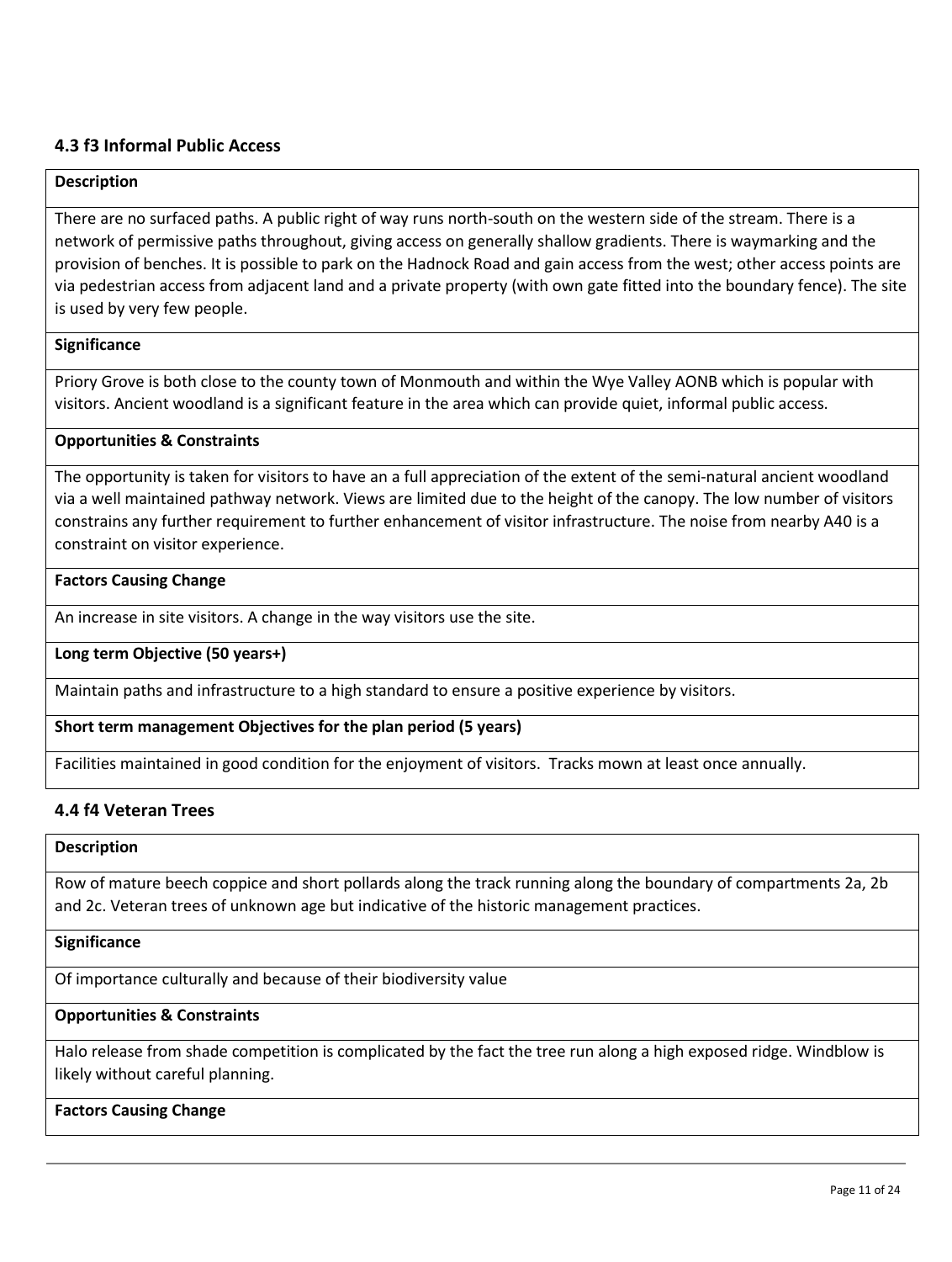## 4.3 f3 Informal Public Access

**Description**

There are no surfaced paths. A public right of way runs north-south on the western side of the stream. There is a network of permissive paths throughout, giving access on generally shallow gradients. There is waymarking and the provision of benches. It is possible to park on the Hadnock Road and gain access from the west; other access points are via pedestrian access from adjacent land and a private property (with own gate fitted into the boundary fence). The site is used by very few people.

**Significance**

Priory Grove is both close to the county town of Monmouth and within the Wye Valley AONB which is popular with visitors. Ancient woodland is a significant feature in the area which can provide quiet, informal public access.

**Opportunities & Constraints**

The opportunity is taken for visitors to have an a full appreciation of the extent of the semi-natural ancient woodland via a well maintained pathway network. Views are limited due to the height of the canopy. The low number of visitors constrains any further requirement to further enhancement of visitor infrastructure. The noise from nearby A40 is a constraint on visitor experience.

**Factors Causing Change**

An increase in site visitors. A change in the way visitors use the site.

**Long term Objective (50 years+)**

Maintain paths and infrastructure to a high standard to ensure a positive experience by visitors.

**Short term management Objectives for the plan period (5 years)**

Facilities maintained in good condition for the enjoyment of visitors. Tracks mown at least once annually.

## 4.4 f4 Veteran Trees

**Description**

Row of mature beech coppice and short pollards along the track running along the boundary of compartments 2a, 2b and 2c. Veteran trees of unknown age but indicative of the historic management practices.

**Significance**

Of importance culturally and because of their biodiversity value

**Opportunities & Constraints**

Halo release from shade competition is complicated by the fact the tree run along a high exposed ridge. Windblow is likely without careful planning.

**Factors Causing Change**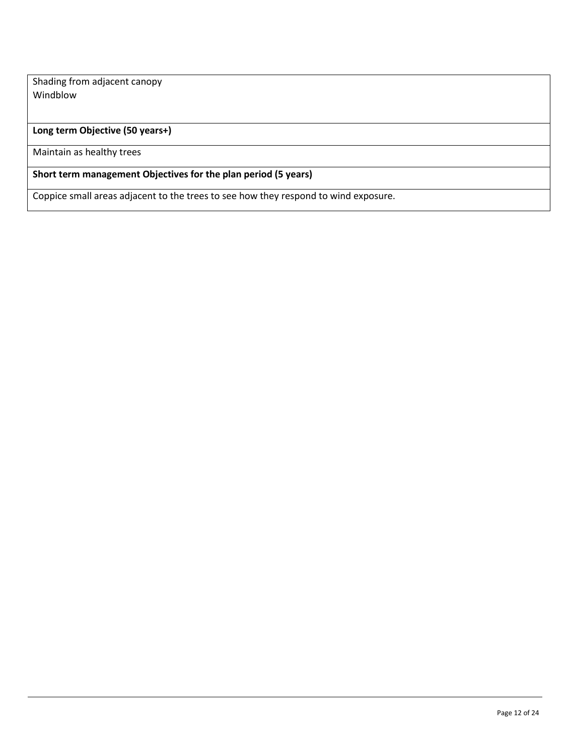Shading from adjacent canopy
Windblow

**Long term Objective (50 years+)**

Maintain as healthy trees

**Short term management Objectives for the plan period (5 years)**

Coppice small areas adjacent to the trees to see how they respond to wind exposure.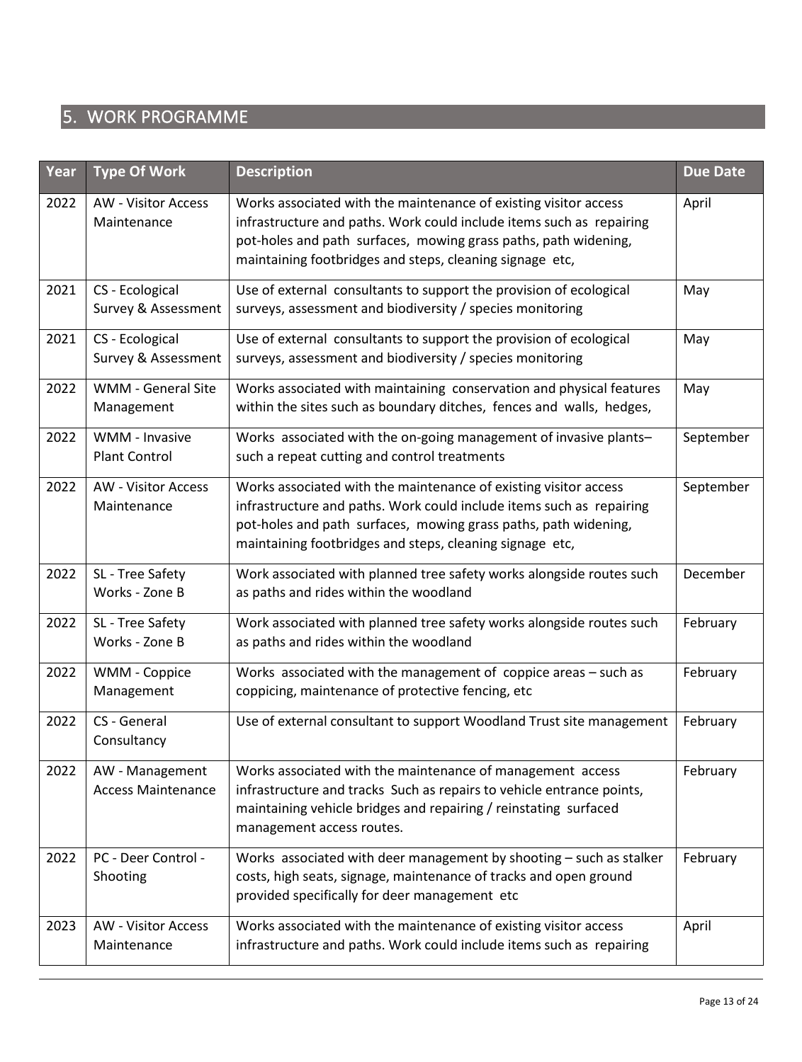## 5. WORK PROGRAMME

| Year | Type Of Work | Description | Due Date |
|---|---|---|---|
| 2022 | AW - Visitor Access Maintenance | Works associated with the maintenance of existing visitor access infrastructure and paths. Work could include items such as repairing pot-holes and path surfaces, mowing grass paths, path widening, maintaining footbridges and steps, cleaning signage etc, | April |
| 2021 | CS - Ecological Survey & Assessment | Use of external consultants to support the provision of ecological surveys, assessment and biodiversity / species monitoring | May |
| 2021 | CS - Ecological Survey & Assessment | Use of external consultants to support the provision of ecological surveys, assessment and biodiversity / species monitoring | May |
| 2022 | WMM - General Site Management | Works associated with maintaining conservation and physical features within the sites such as boundary ditches, fences and walls, hedges, | May |
| 2022 | WMM - Invasive Plant Control | Works associated with the on-going management of invasive plants– such a repeat cutting and control treatments | September |
| 2022 | AW - Visitor Access Maintenance | Works associated with the maintenance of existing visitor access infrastructure and paths. Work could include items such as repairing pot-holes and path surfaces, mowing grass paths, path widening, maintaining footbridges and steps, cleaning signage etc, | September |
| 2022 | SL - Tree Safety Works - Zone B | Work associated with planned tree safety works alongside routes such as paths and rides within the woodland | December |
| 2022 | SL - Tree Safety Works - Zone B | Work associated with planned tree safety works alongside routes such as paths and rides within the woodland | February |
| 2022 | WMM - Coppice Management | Works associated with the management of coppice areas – such as coppicing, maintenance of protective fencing, etc | February |
| 2022 | CS - General Consultancy | Use of external consultant to support Woodland Trust site management | February |
| 2022 | AW - Management Access Maintenance | Works associated with the maintenance of management access infrastructure and tracks Such as repairs to vehicle entrance points, maintaining vehicle bridges and repairing / reinstating surfaced management access routes. | February |
| 2022 | PC - Deer Control - Shooting | Works associated with deer management by shooting – such as stalker costs, high seats, signage, maintenance of tracks and open ground provided specifically for deer management etc | February |
| 2023 | AW - Visitor Access Maintenance | Works associated with the maintenance of existing visitor access infrastructure and paths. Work could include items such as repairing | April |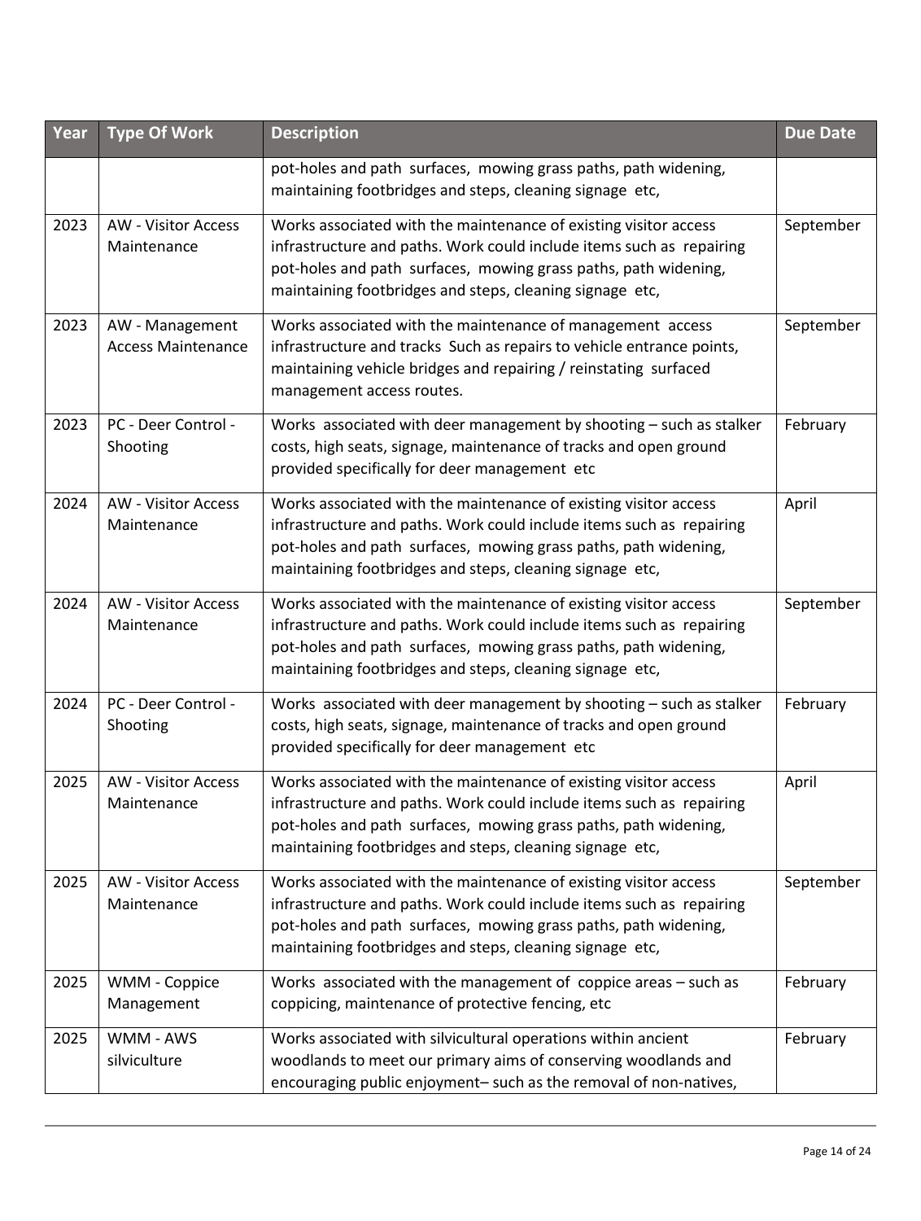| Year | Type Of Work | Description | Due Date |
|---|---|---|---|
| | | pot-holes and path surfaces, mowing grass paths, path widening, maintaining footbridges and steps, cleaning signage etc, | |
| 2023 | AW - Visitor Access Maintenance | Works associated with the maintenance of existing visitor access infrastructure and paths. Work could include items such as repairing pot-holes and path surfaces, mowing grass paths, path widening, maintaining footbridges and steps, cleaning signage etc, | September |
| 2023 | AW - Management Access Maintenance | Works associated with the maintenance of management access infrastructure and tracks Such as repairs to vehicle entrance points, maintaining vehicle bridges and repairing / reinstating surfaced management access routes. | September |
| 2023 | PC - Deer Control - Shooting | Works associated with deer management by shooting – such as stalker costs, high seats, signage, maintenance of tracks and open ground provided specifically for deer management etc | February |
| 2024 | AW - Visitor Access Maintenance | Works associated with the maintenance of existing visitor access infrastructure and paths. Work could include items such as repairing pot-holes and path surfaces, mowing grass paths, path widening, maintaining footbridges and steps, cleaning signage etc, | April |
| 2024 | AW - Visitor Access Maintenance | Works associated with the maintenance of existing visitor access infrastructure and paths. Work could include items such as repairing pot-holes and path surfaces, mowing grass paths, path widening, maintaining footbridges and steps, cleaning signage etc, | September |
| 2024 | PC - Deer Control - Shooting | Works associated with deer management by shooting – such as stalker costs, high seats, signage, maintenance of tracks and open ground provided specifically for deer management etc | February |
| 2025 | AW - Visitor Access Maintenance | Works associated with the maintenance of existing visitor access infrastructure and paths. Work could include items such as repairing pot-holes and path surfaces, mowing grass paths, path widening, maintaining footbridges and steps, cleaning signage etc, | April |
| 2025 | AW - Visitor Access Maintenance | Works associated with the maintenance of existing visitor access infrastructure and paths. Work could include items such as repairing pot-holes and path surfaces, mowing grass paths, path widening, maintaining footbridges and steps, cleaning signage etc, | September |
| 2025 | WMM - Coppice Management | Works associated with the management of coppice areas – such as coppicing, maintenance of protective fencing, etc | February |
| 2025 | WMM - AWS silviculture | Works associated with silvicultural operations within ancient woodlands to meet our primary aims of conserving woodlands and encouraging public enjoyment– such as the removal of non-natives, | February |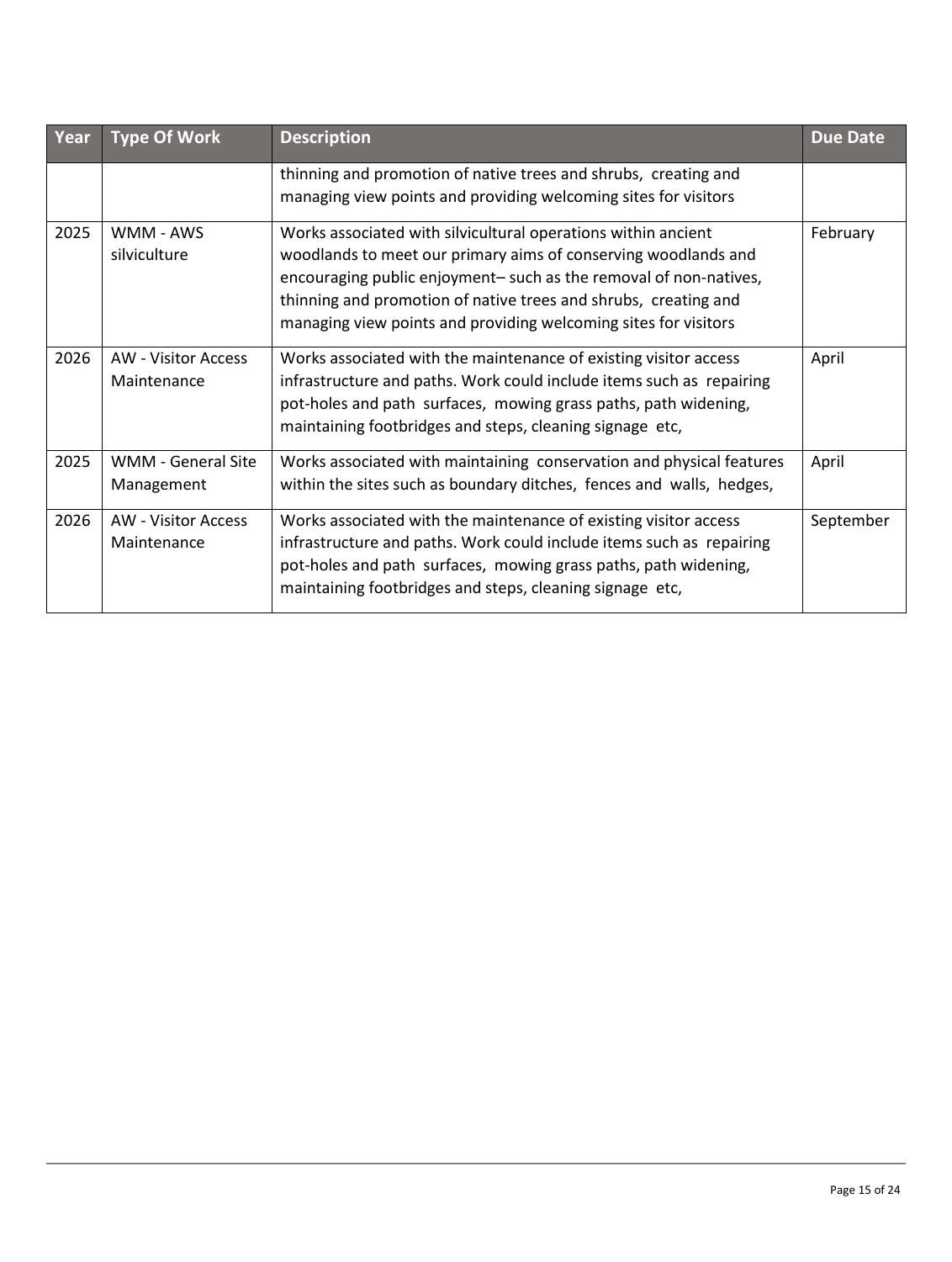| Year | Type Of Work | Description | Due Date |
|---|---|---|---|
| | | thinning and promotion of native trees and shrubs, creating and managing view points and providing welcoming sites for visitors | |
| 2025 | WMM - AWS silviculture | Works associated with silvicultural operations within ancient woodlands to meet our primary aims of conserving woodlands and encouraging public enjoyment– such as the removal of non-natives, thinning and promotion of native trees and shrubs, creating and managing view points and providing welcoming sites for visitors | February |
| 2026 | AW - Visitor Access Maintenance | Works associated with the maintenance of existing visitor access infrastructure and paths. Work could include items such as repairing pot-holes and path surfaces, mowing grass paths, path widening, maintaining footbridges and steps, cleaning signage etc, | April |
| 2025 | WMM - General Site Management | Works associated with maintaining conservation and physical features within the sites such as boundary ditches, fences and walls, hedges, | April |
| 2026 | AW - Visitor Access Maintenance | Works associated with the maintenance of existing visitor access infrastructure and paths. Work could include items such as repairing pot-holes and path surfaces, mowing grass paths, path widening, maintaining footbridges and steps, cleaning signage etc, | September |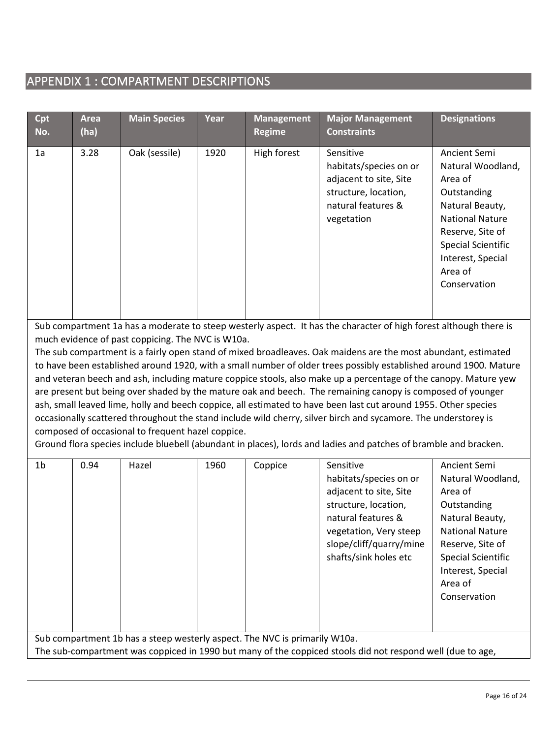## APPENDIX 1 : COMPARTMENT DESCRIPTIONS

| Cpt No. | Area (ha) | Main Species | Year | Management Regime | Major Management Constraints | Designations |
|---|---|---|---|---|---|---|
| 1a | 3.28 | Oak (sessile) | 1920 | High forest | Sensitive habitats/species on or adjacent to site, Site structure, location, natural features & vegetation | Ancient Semi Natural Woodland, Area of Outstanding Natural Beauty, National Nature Reserve, Site of Special Scientific Interest, Special Area of Conservation |

Sub compartment 1a has a moderate to steep westerly aspect. It has the character of high forest although there is much evidence of past coppicing. The NVC is W10a.

The sub compartment is a fairly open stand of mixed broadleaves. Oak maidens are the most abundant, estimated to have been established around 1920, with a small number of older trees possibly established around 1900. Mature and veteran beech and ash, including mature coppice stools, also make up a percentage of the canopy. Mature yew are present but being over shaded by the mature oak and beech. The remaining canopy is composed of younger ash, small leaved lime, holly and beech coppice, all estimated to have been last cut around 1955. Other species occasionally scattered throughout the stand include wild cherry, silver birch and sycamore. The understorey is composed of occasional to frequent hazel coppice.

Ground flora species include bluebell (abundant in places), lords and ladies and patches of bramble and bracken.

| Cpt No. | Area (ha) | Main Species | Year | Management Regime | Major Management Constraints | Designations |
|---|---|---|---|---|---|---|
| 1b | 0.94 | Hazel | 1960 | Coppice | Sensitive habitats/species on or adjacent to site, Site structure, location, natural features & vegetation, Very steep slope/cliff/quarry/mine shafts/sink holes etc | Ancient Semi Natural Woodland, Area of Outstanding Natural Beauty, National Nature Reserve, Site of Special Scientific Interest, Special Area of Conservation |

Sub compartment 1b has a steep westerly aspect. The NVC is primarily W10a.

The sub-compartment was coppiced in 1990 but many of the coppiced stools did not respond well (due to age,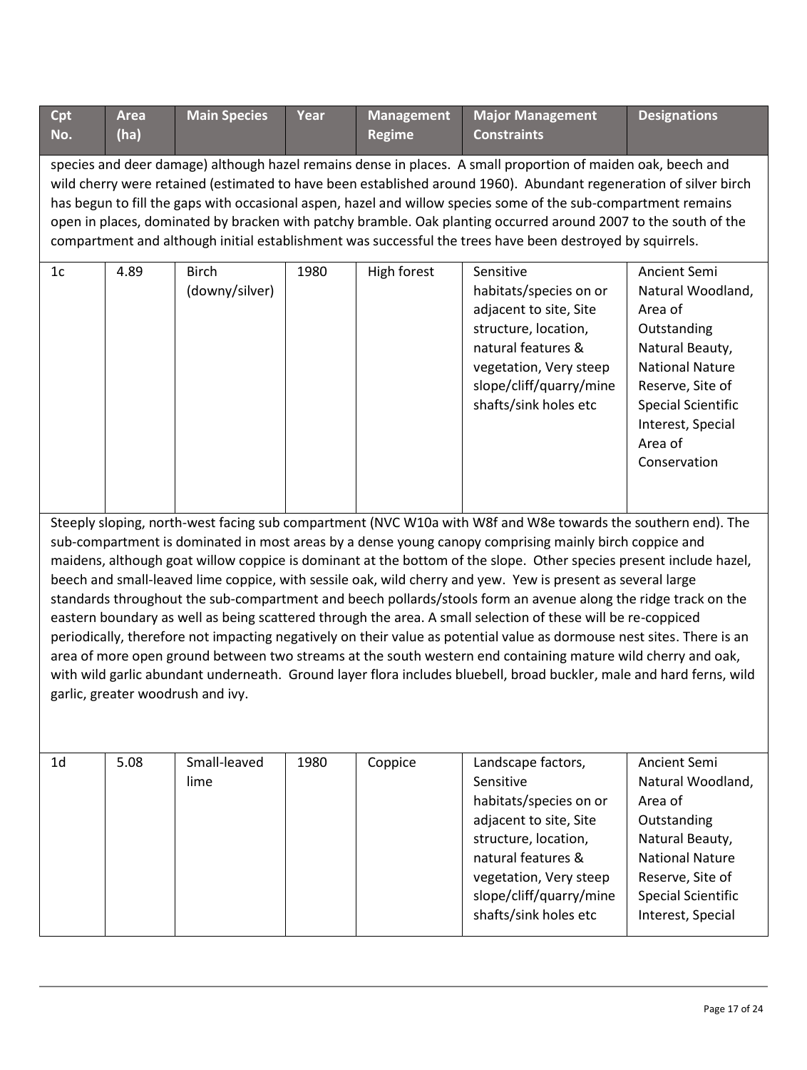| Cpt No. | Area (ha) | Main Species | Year | Management Regime | Major Management Constraints | Designations |
|---|---|---|---|---|---|---|
| species and deer damage) although hazel remains dense in places. A small proportion of maiden oak, beech and wild cherry were retained (estimated to have been established around 1960). Abundant regeneration of silver birch has begun to fill the gaps with occasional aspen, hazel and willow species some of the sub-compartment remains open in places, dominated by bracken with patchy bramble. Oak planting occurred around 2007 to the south of the compartment and although initial establishment was successful the trees have been destroyed by squirrels. | | | | | | |
| 1c | 4.89 | Birch (downy/silver) | 1980 | High forest | Sensitive habitats/species on or adjacent to site, Site structure, location, natural features & vegetation, Very steep slope/cliff/quarry/mine shafts/sink holes etc | Ancient Semi Natural Woodland, Area of Outstanding Natural Beauty, National Nature Reserve, Site of Special Scientific Interest, Special Area of Conservation |
| Steeply sloping, north-west facing sub compartment (NVC W10a with W8f and W8e towards the southern end). The sub-compartment is dominated in most areas by a dense young canopy comprising mainly birch coppice and maidens, although goat willow coppice is dominant at the bottom of the slope. Other species present include hazel, beech and small-leaved lime coppice, with sessile oak, wild cherry and yew. Yew is present as several large standards throughout the sub-compartment and beech pollards/stools form an avenue along the ridge track on the eastern boundary as well as being scattered through the area. A small selection of these will be re-coppiced periodically, therefore not impacting negatively on their value as potential value as dormouse nest sites. There is an area of more open ground between two streams at the south western end containing mature wild cherry and oak, with wild garlic abundant underneath. Ground layer flora includes bluebell, broad buckler, male and hard ferns, wild garlic, greater woodrush and ivy. | | | | | | |
| 1d | 5.08 | Small-leaved lime | 1980 | Coppice | Landscape factors, Sensitive habitats/species on or adjacent to site, Site structure, location, natural features & vegetation, Very steep slope/cliff/quarry/mine shafts/sink holes etc | Ancient Semi Natural Woodland, Area of Outstanding Natural Beauty, National Nature Reserve, Site of Special Scientific Interest, Special |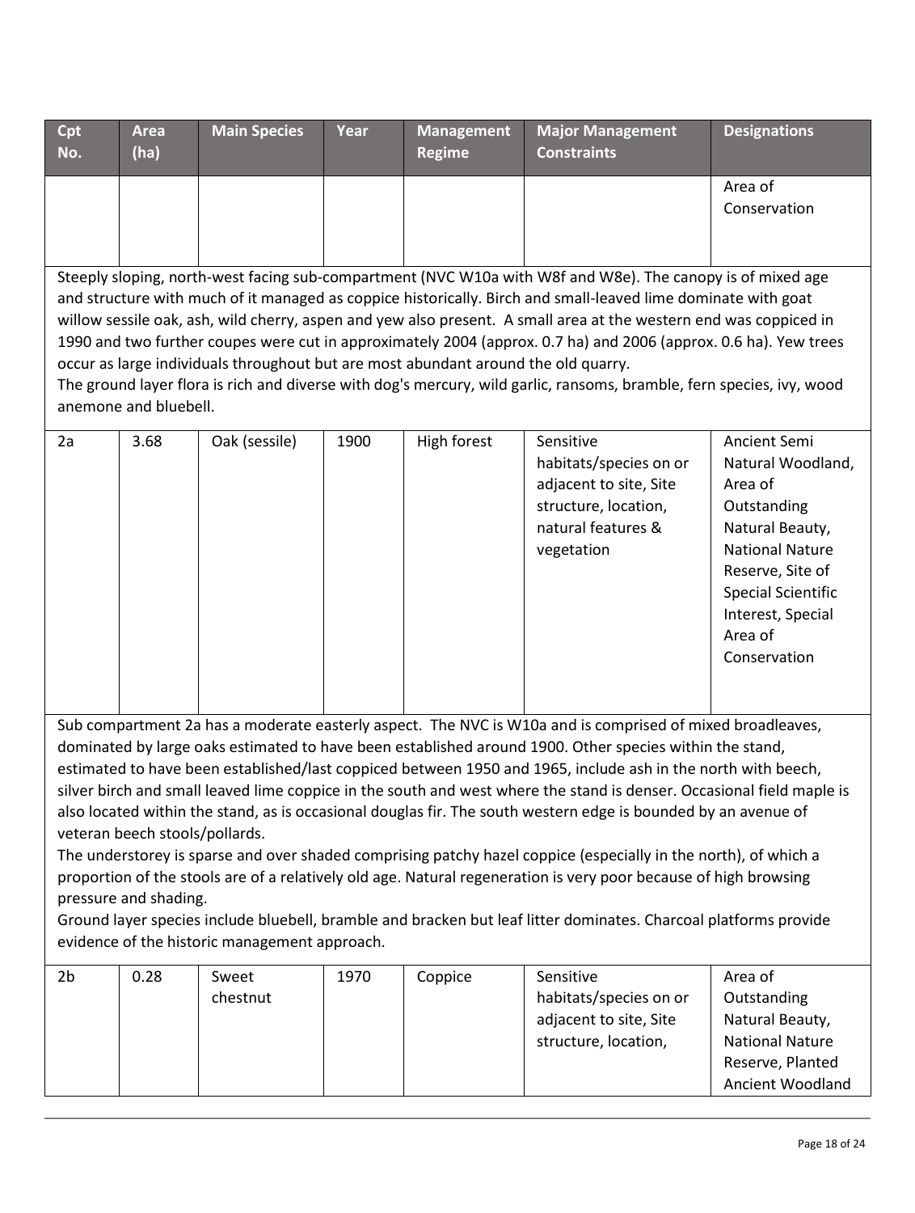| Cpt No. | Area (ha) | Main Species | Year | Management Regime | Major Management Constraints | Designations |
|---|---|---|---|---|---|---|
| | | | | | | Area of Conservation |

Steeply sloping, north-west facing sub-compartment (NVC W10a with W8f and W8e). The canopy is of mixed age and structure with much of it managed as coppice historically. Birch and small-leaved lime dominate with goat willow sessile oak, ash, wild cherry, aspen and yew also present. A small area at the western end was coppiced in 1990 and two further coupes were cut in approximately 2004 (approx. 0.7 ha) and 2006 (approx. 0.6 ha). Yew trees occur as large individuals throughout but are most abundant around the old quarry.
The ground layer flora is rich and diverse with dog's mercury, wild garlic, ransoms, bramble, fern species, ivy, wood anemone and bluebell.

| Cpt No. | Area (ha) | Main Species | Year | Management Regime | Major Management Constraints | Designations |
|---|---|---|---|---|---|---|
| 2a | 3.68 | Oak (sessile) | 1900 | High forest | Sensitive habitats/species on or adjacent to site, Site structure, location, natural features & vegetation | Ancient Semi Natural Woodland, Area of Outstanding Natural Beauty, National Nature Reserve, Site of Special Scientific Interest, Special Area of Conservation |

Sub compartment 2a has a moderate easterly aspect. The NVC is W10a and is comprised of mixed broadleaves, dominated by large oaks estimated to have been established around 1900. Other species within the stand, estimated to have been established/last coppiced between 1950 and 1965, include ash in the north with beech, silver birch and small leaved lime coppice in the south and west where the stand is denser. Occasional field maple is also located within the stand, as is occasional douglas fir. The south western edge is bounded by an avenue of veteran beech stools/pollards.
The understorey is sparse and over shaded comprising patchy hazel coppice (especially in the north), of which a proportion of the stools are of a relatively old age. Natural regeneration is very poor because of high browsing pressure and shading.
Ground layer species include bluebell, bramble and bracken but leaf litter dominates. Charcoal platforms provide evidence of the historic management approach.

| Cpt No. | Area (ha) | Main Species | Year | Management Regime | Major Management Constraints | Designations |
|---|---|---|---|---|---|---|
| 2b | 0.28 | Sweet chestnut | 1970 | Coppice | Sensitive habitats/species on or adjacent to site, Site structure, location, | Area of Outstanding Natural Beauty, National Nature Reserve, Planted Ancient Woodland |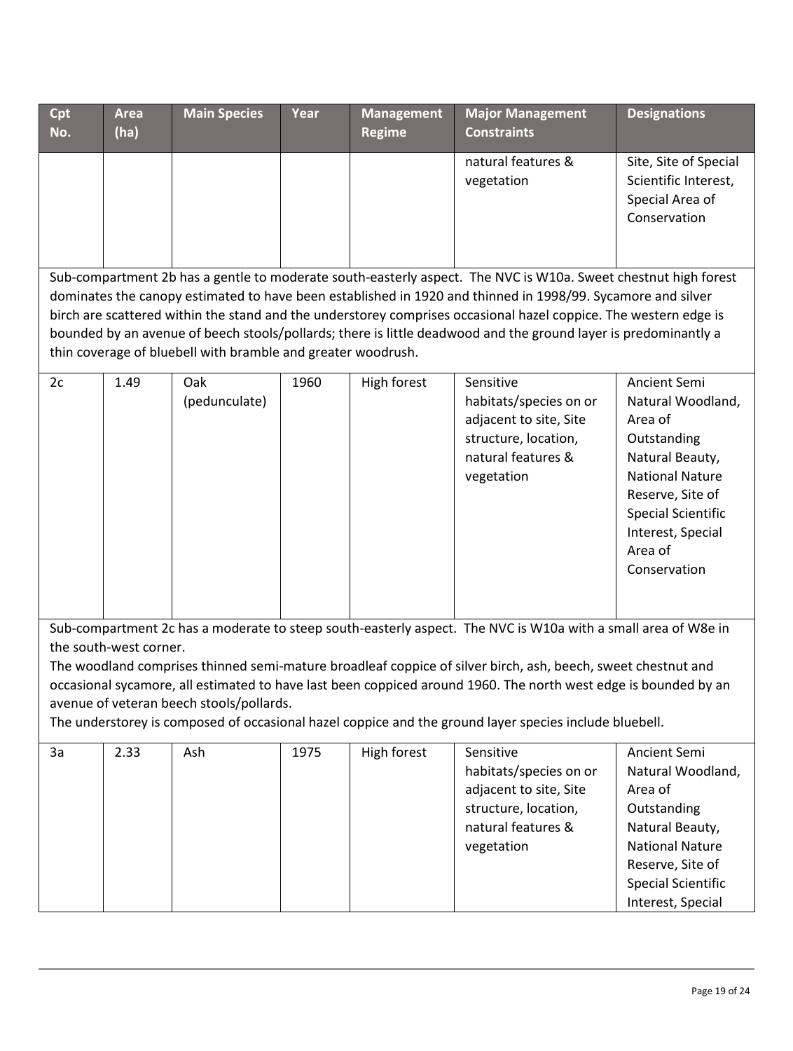| Cpt No. | Area (ha) | Main Species | Year | Management Regime | Major Management Constraints | Designations |
|---|---|---|---|---|---|---|
| | | | | | natural features & vegetation | Site, Site of Special Scientific Interest, Special Area of Conservation |

Sub-compartment 2b has a gentle to moderate south-easterly aspect. The NVC is W10a. Sweet chestnut high forest dominates the canopy estimated to have been established in 1920 and thinned in 1998/99. Sycamore and silver birch are scattered within the stand and the understorey comprises occasional hazel coppice. The western edge is bounded by an avenue of beech stools/pollards; there is little deadwood and the ground layer is predominantly a thin coverage of bluebell with bramble and greater woodrush.

| Cpt No. | Area (ha) | Main Species | Year | Management Regime | Major Management Constraints | Designations |
|---|---|---|---|---|---|---|
| 2c | 1.49 | Oak (pedunculate) | 1960 | High forest | Sensitive habitats/species on or adjacent to site, Site structure, location, natural features & vegetation | Ancient Semi Natural Woodland, Area of Outstanding Natural Beauty, National Nature Reserve, Site of Special Scientific Interest, Special Area of Conservation |

Sub-compartment 2c has a moderate to steep south-easterly aspect. The NVC is W10a with a small area of W8e in the south-west corner.

The woodland comprises thinned semi-mature broadleaf coppice of silver birch, ash, beech, sweet chestnut and occasional sycamore, all estimated to have last been coppiced around 1960. The north west edge is bounded by an avenue of veteran beech stools/pollards.

The understorey is composed of occasional hazel coppice and the ground layer species include bluebell.

| Cpt No. | Area (ha) | Main Species | Year | Management Regime | Major Management Constraints | Designations |
|---|---|---|---|---|---|---|
| 3a | 2.33 | Ash | 1975 | High forest | Sensitive habitats/species on or adjacent to site, Site structure, location, natural features & vegetation | Ancient Semi Natural Woodland, Area of Outstanding Natural Beauty, National Nature Reserve, Site of Special Scientific Interest, Special |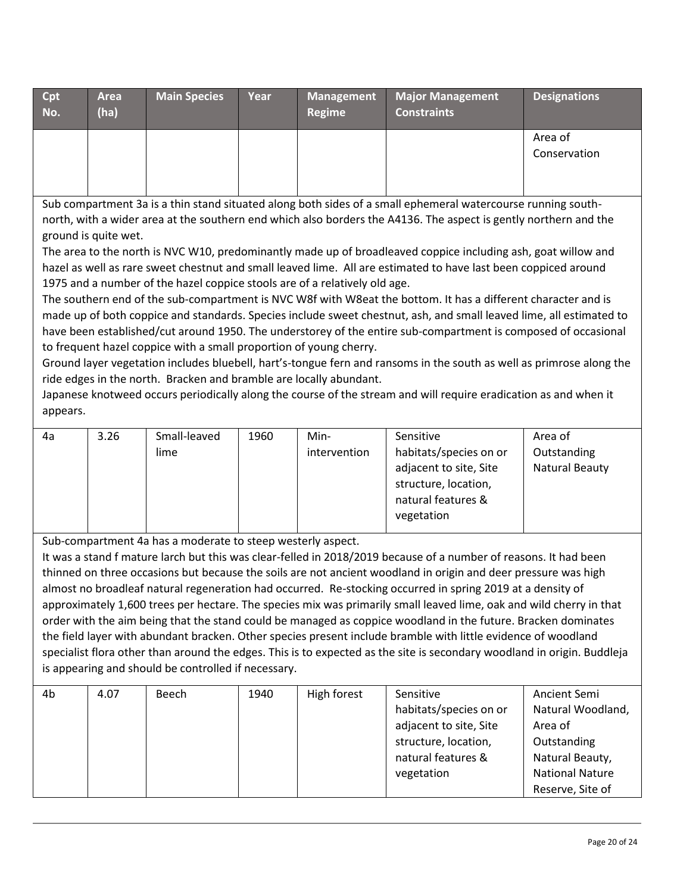| Cpt No. | Area (ha) | Main Species | Year | Management Regime | Major Management Constraints | Designations |
|---|---|---|---|---|---|---|
| | | | | | | Area of Conservation |

Sub compartment 3a is a thin stand situated along both sides of a small ephemeral watercourse running south-north, with a wider area at the southern end which also borders the A4136. The aspect is gently northern and the ground is quite wet.
The area to the north is NVC W10, predominantly made up of broadleaved coppice including ash, goat willow and hazel as well as rare sweet chestnut and small leaved lime. All are estimated to have last been coppiced around 1975 and a number of the hazel coppice stools are of a relatively old age.
The southern end of the sub-compartment is NVC W8f with W8eat the bottom. It has a different character and is made up of both coppice and standards. Species include sweet chestnut, ash, and small leaved lime, all estimated to have been established/cut around 1950. The understorey of the entire sub-compartment is composed of occasional to frequent hazel coppice with a small proportion of young cherry.
Ground layer vegetation includes bluebell, hart's-tongue fern and ransoms in the south as well as primrose along the ride edges in the north. Bracken and bramble are locally abundant.
Japanese knotweed occurs periodically along the course of the stream and will require eradication as and when it appears.

| Cpt No. | Area (ha) | Main Species | Year | Management Regime | Major Management Constraints | Designations |
|---|---|---|---|---|---|---|
| 4a | 3.26 | Small-leaved lime | 1960 | Min-intervention | Sensitive habitats/species on or adjacent to site, Site structure, location, natural features & vegetation | Area of Outstanding Natural Beauty |

Sub-compartment 4a has a moderate to steep westerly aspect.
It was a stand f mature larch but this was clear-felled in 2018/2019 because of a number of reasons. It had been thinned on three occasions but because the soils are not ancient woodland in origin and deer pressure was high almost no broadleaf natural regeneration had occurred. Re-stocking occurred in spring 2019 at a density of approximately 1,600 trees per hectare. The species mix was primarily small leaved lime, oak and wild cherry in that order with the aim being that the stand could be managed as coppice woodland in the future. Bracken dominates the field layer with abundant bracken. Other species present include bramble with little evidence of woodland specialist flora other than around the edges. This is to expected as the site is secondary woodland in origin. Buddleja is appearing and should be controlled if necessary.

| Cpt No. | Area (ha) | Main Species | Year | Management Regime | Major Management Constraints | Designations |
|---|---|---|---|---|---|---|
| 4b | 4.07 | Beech | 1940 | High forest | Sensitive habitats/species on or adjacent to site, Site structure, location, natural features & vegetation | Ancient Semi Natural Woodland, Area of Outstanding Natural Beauty, National Nature Reserve, Site of |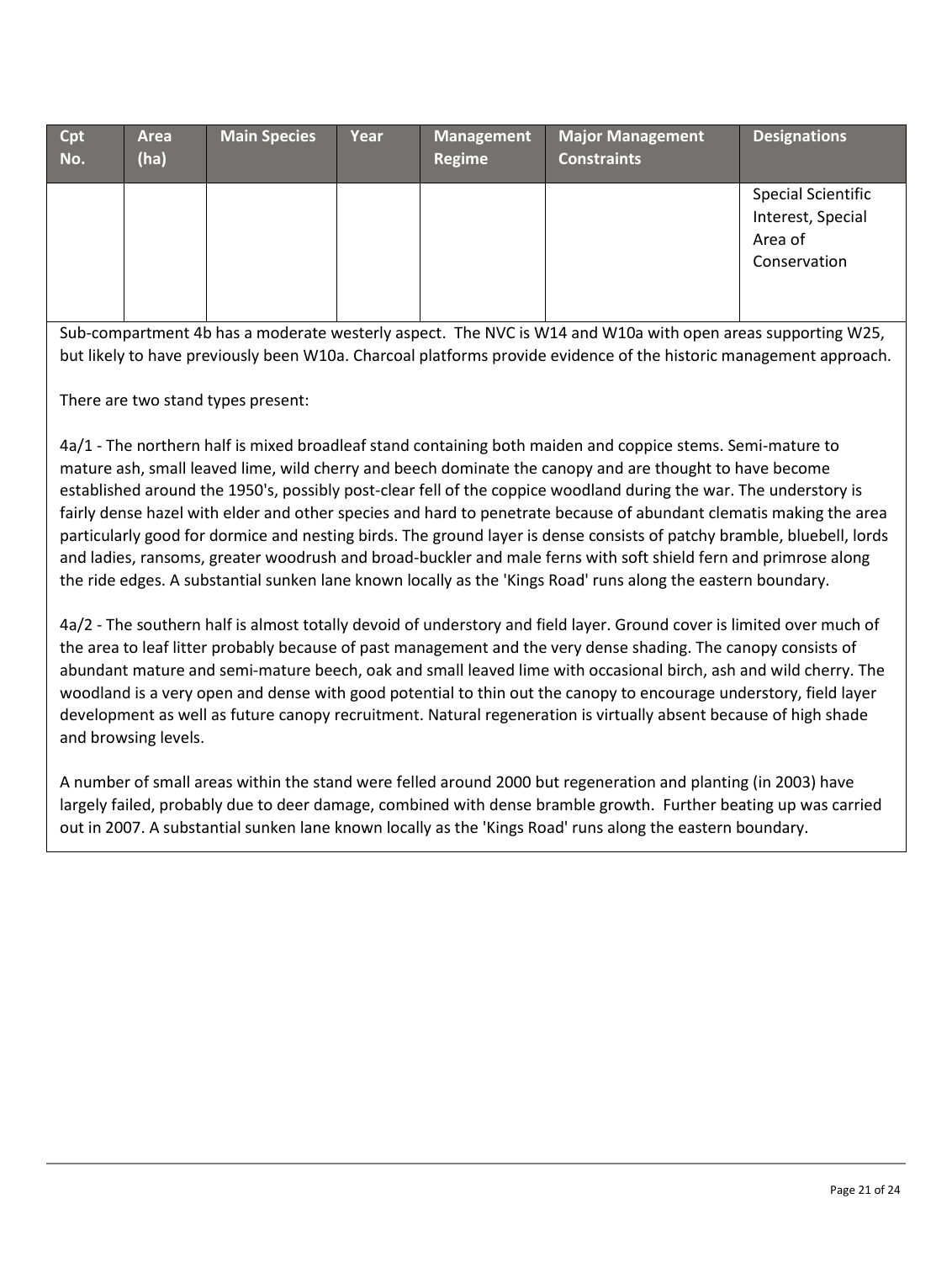| Cpt No. | Area (ha) | Main Species | Year | Management Regime | Major Management Constraints | Designations |
|---|---|---|---|---|---|---|
| | | | | | | Special Scientific Interest, Special Area of Conservation |

Sub-compartment 4b has a moderate westerly aspect. The NVC is W14 and W10a with open areas supporting W25, but likely to have previously been W10a. Charcoal platforms provide evidence of the historic management approach.

There are two stand types present:

4a/1 - The northern half is mixed broadleaf stand containing both maiden and coppice stems. Semi-mature to mature ash, small leaved lime, wild cherry and beech dominate the canopy and are thought to have become established around the 1950's, possibly post-clear fell of the coppice woodland during the war. The understory is fairly dense hazel with elder and other species and hard to penetrate because of abundant clematis making the area particularly good for dormice and nesting birds. The ground layer is dense consists of patchy bramble, bluebell, lords and ladies, ransoms, greater woodrush and broad-buckler and male ferns with soft shield fern and primrose along the ride edges. A substantial sunken lane known locally as the 'Kings Road' runs along the eastern boundary.

4a/2 - The southern half is almost totally devoid of understory and field layer. Ground cover is limited over much of the area to leaf litter probably because of past management and the very dense shading. The canopy consists of abundant mature and semi-mature beech, oak and small leaved lime with occasional birch, ash and wild cherry. The woodland is a very open and dense with good potential to thin out the canopy to encourage understory, field layer development as well as future canopy recruitment. Natural regeneration is virtually absent because of high shade and browsing levels.

A number of small areas within the stand were felled around 2000 but regeneration and planting (in 2003) have largely failed, probably due to deer damage, combined with dense bramble growth. Further beating up was carried out in 2007. A substantial sunken lane known locally as the 'Kings Road' runs along the eastern boundary.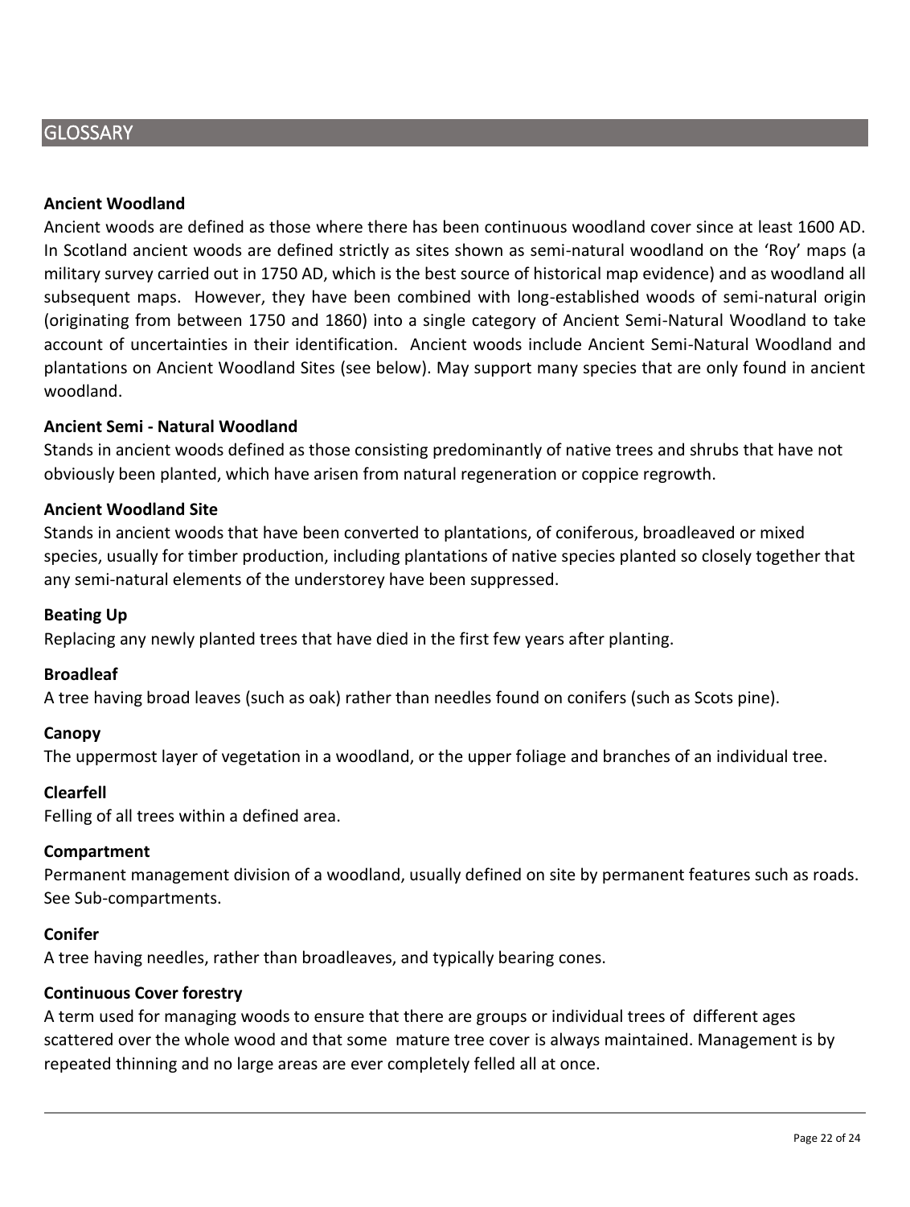## GLOSSARY

**Ancient Woodland**

Ancient woods are defined as those where there has been continuous woodland cover since at least 1600 AD. In Scotland ancient woods are defined strictly as sites shown as semi-natural woodland on the 'Roy' maps (a military survey carried out in 1750 AD, which is the best source of historical map evidence) and as woodland all subsequent maps. However, they have been combined with long-established woods of semi-natural origin (originating from between 1750 and 1860) into a single category of Ancient Semi-Natural Woodland to take account of uncertainties in their identification. Ancient woods include Ancient Semi-Natural Woodland and plantations on Ancient Woodland Sites (see below). May support many species that are only found in ancient woodland.

**Ancient Semi - Natural Woodland**

Stands in ancient woods defined as those consisting predominantly of native trees and shrubs that have not obviously been planted, which have arisen from natural regeneration or coppice regrowth.

**Ancient Woodland Site**

Stands in ancient woods that have been converted to plantations, of coniferous, broadleaved or mixed species, usually for timber production, including plantations of native species planted so closely together that any semi-natural elements of the understorey have been suppressed.

**Beating Up**

Replacing any newly planted trees that have died in the first few years after planting.

**Broadleaf**

A tree having broad leaves (such as oak) rather than needles found on conifers (such as Scots pine).

**Canopy**

The uppermost layer of vegetation in a woodland, or the upper foliage and branches of an individual tree.

**Clearfell**

Felling of all trees within a defined area.

**Compartment**

Permanent management division of a woodland, usually defined on site by permanent features such as roads. See Sub-compartments.

**Conifer**

A tree having needles, rather than broadleaves, and typically bearing cones.

**Continuous Cover forestry**

A term used for managing woods to ensure that there are groups or individual trees of different ages scattered over the whole wood and that some mature tree cover is always maintained. Management is by repeated thinning and no large areas are ever completely felled all at once.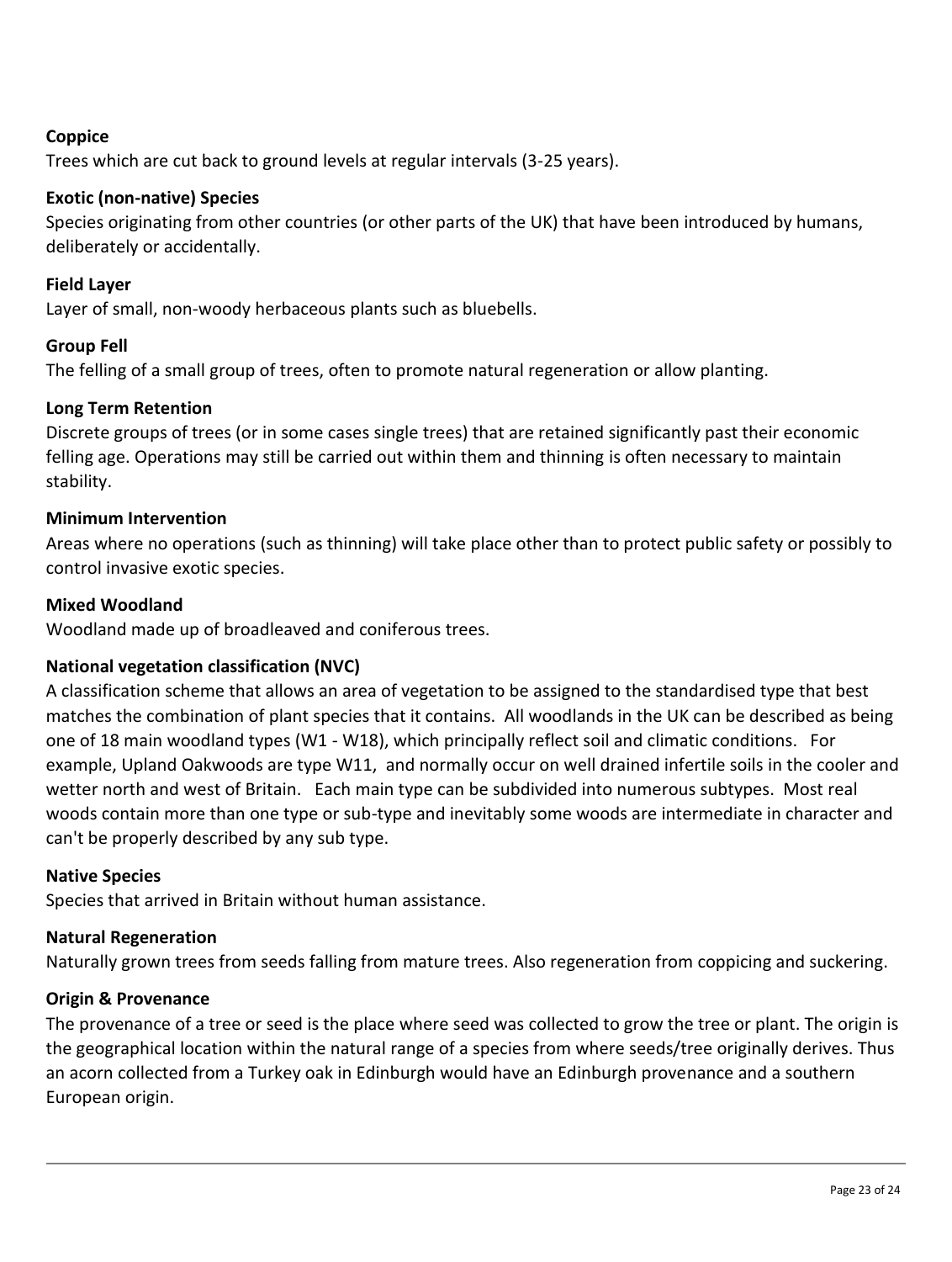**Coppice**

Trees which are cut back to ground levels at regular intervals (3-25 years).

**Exotic (non-native) Species**

Species originating from other countries (or other parts of the UK) that have been introduced by humans, deliberately or accidentally.

**Field Layer**

Layer of small, non-woody herbaceous plants such as bluebells.

**Group Fell**

The felling of a small group of trees, often to promote natural regeneration or allow planting.

**Long Term Retention**

Discrete groups of trees (or in some cases single trees) that are retained significantly past their economic felling age. Operations may still be carried out within them and thinning is often necessary to maintain stability.

**Minimum Intervention**

Areas where no operations (such as thinning) will take place other than to protect public safety or possibly to control invasive exotic species.

**Mixed Woodland**

Woodland made up of broadleaved and coniferous trees.

**National vegetation classification (NVC)**

A classification scheme that allows an area of vegetation to be assigned to the standardised type that best matches the combination of plant species that it contains. All woodlands in the UK can be described as being one of 18 main woodland types (W1 - W18), which principally reflect soil and climatic conditions. For example, Upland Oakwoods are type W11, and normally occur on well drained infertile soils in the cooler and wetter north and west of Britain. Each main type can be subdivided into numerous subtypes. Most real woods contain more than one type or sub-type and inevitably some woods are intermediate in character and can't be properly described by any sub type.

**Native Species**

Species that arrived in Britain without human assistance.

**Natural Regeneration**

Naturally grown trees from seeds falling from mature trees. Also regeneration from coppicing and suckering.

**Origin & Provenance**

The provenance of a tree or seed is the place where seed was collected to grow the tree or plant. The origin is the geographical location within the natural range of a species from where seeds/tree originally derives. Thus an acorn collected from a Turkey oak in Edinburgh would have an Edinburgh provenance and a southern European origin.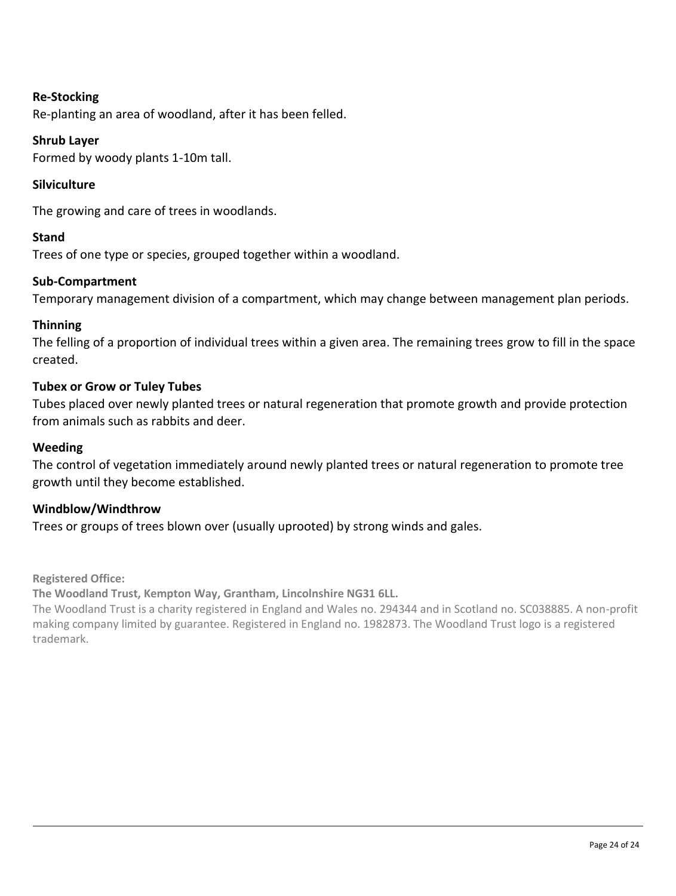**Re-Stocking**
Re-planting an area of woodland, after it has been felled.

**Shrub Layer**
Formed by woody plants 1-10m tall.

**Silviculture**

The growing and care of trees in woodlands.

**Stand**
Trees of one type or species, grouped together within a woodland.

**Sub-Compartment**
Temporary management division of a compartment, which may change between management plan periods.

**Thinning**
The felling of a proportion of individual trees within a given area. The remaining trees grow to fill in the space created.

**Tubex or Grow or Tuley Tubes**
Tubes placed over newly planted trees or natural regeneration that promote growth and provide protection from animals such as rabbits and deer.

**Weeding**
The control of vegetation immediately around newly planted trees or natural regeneration to promote tree growth until they become established.

**Windblow/Windthrow**
Trees or groups of trees blown over (usually uprooted) by strong winds and gales.

**Registered Office:**
**The Woodland Trust, Kempton Way, Grantham, Lincolnshire NG31 6LL.**
The Woodland Trust is a charity registered in England and Wales no. 294344 and in Scotland no. SC038885. A non-profit making company limited by guarantee. Registered in England no. 1982873. The Woodland Trust logo is a registered trademark.